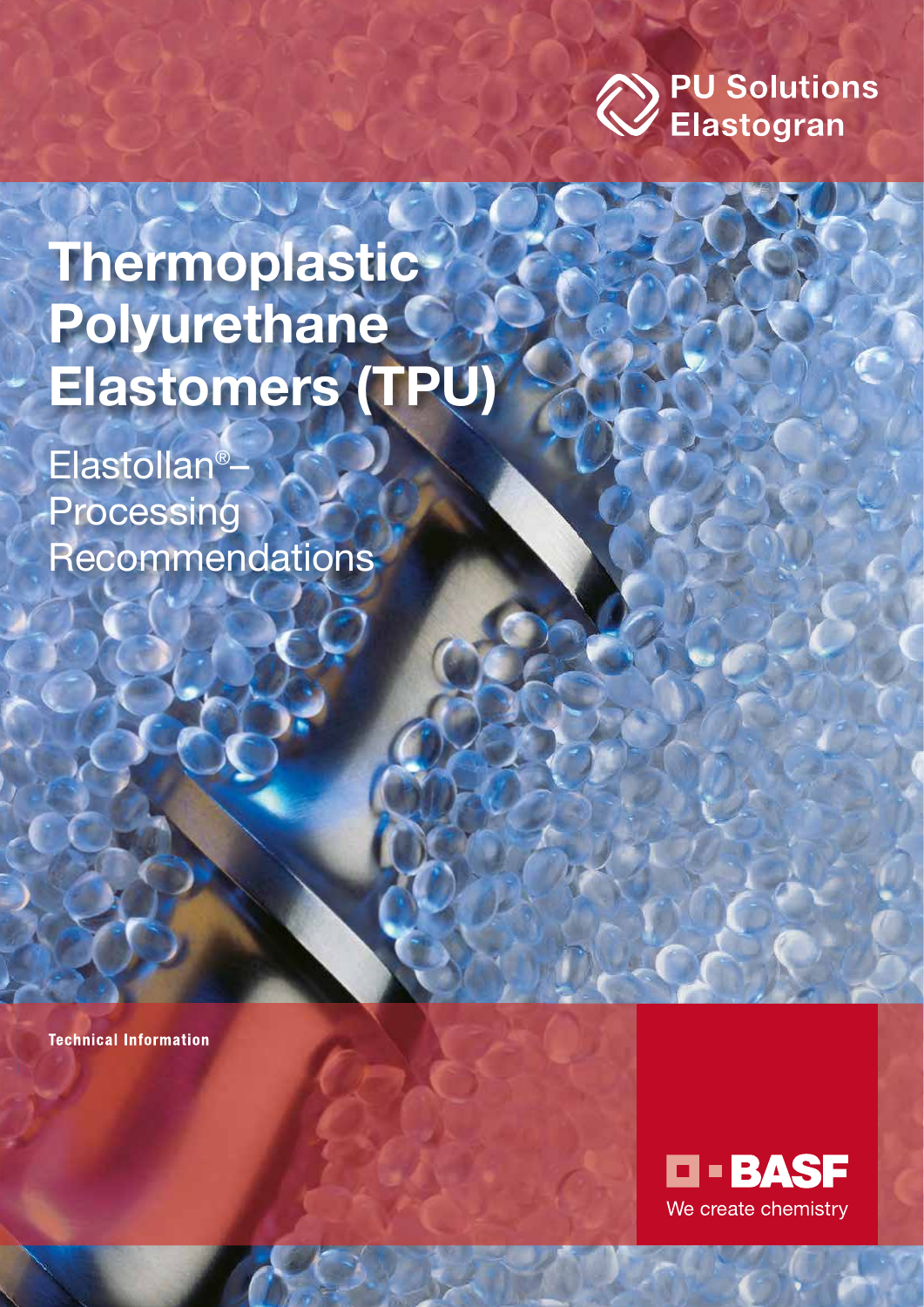PU Solutions
Elastogran

# Thermoplastic Polyurethane Elastomers (TPU)

## Elastollan® – Processing Recommendations

**Technical Information**

BASF
We create chemistry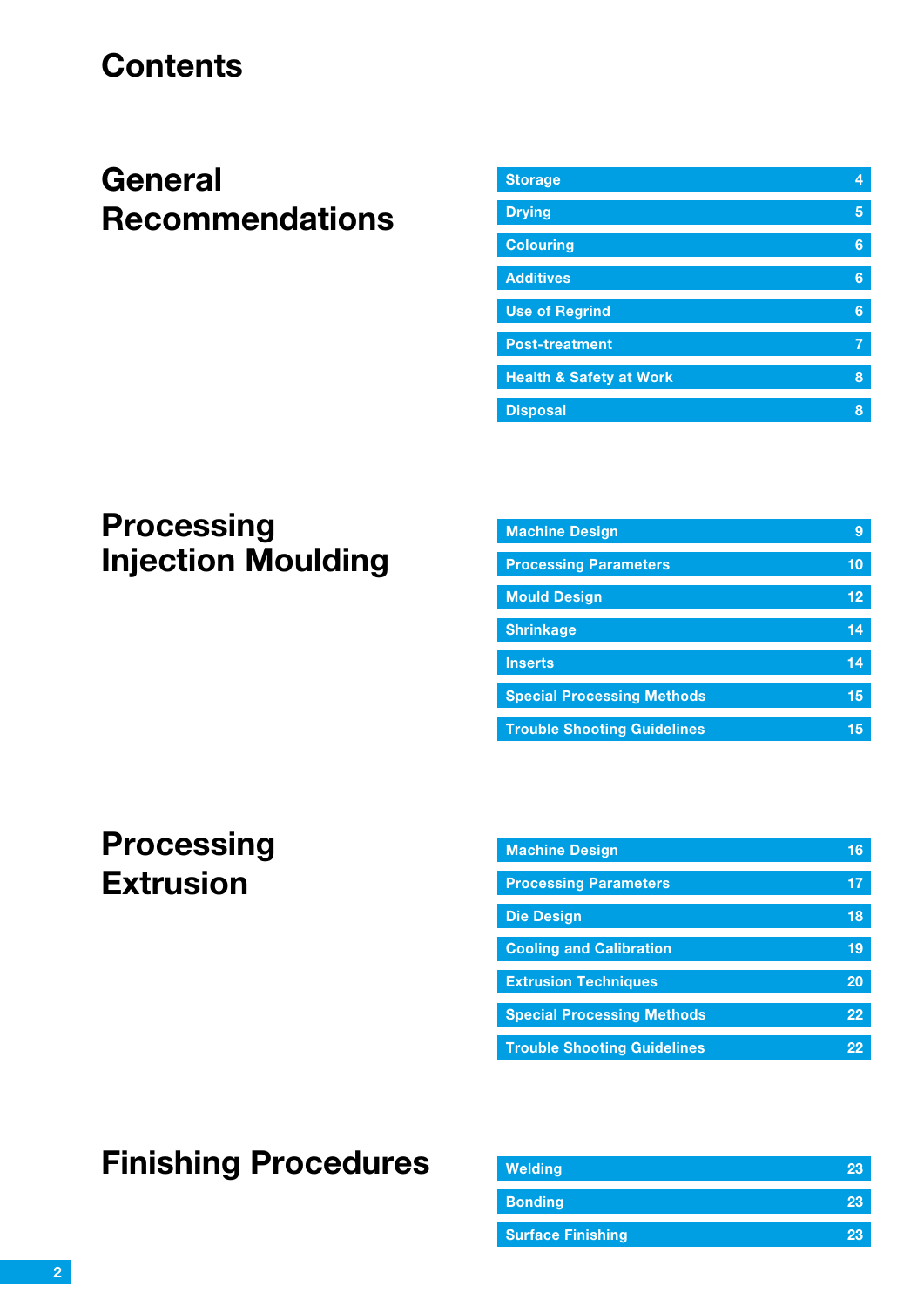# Contents

## General Recommendations

| | |
|---|---|
| Storage | 4 |
| Drying | 5 |
| Colouring | 6 |
| Additives | 6 |
| Use of Regrind | 6 |
| Post-treatment | 7 |
| Health & Safety at Work | 8 |
| Disposal | 8 |

## Processing Injection Moulding

| | |
|---|---|
| Machine Design | 9 |
| Processing Parameters | 10 |
| Mould Design | 12 |
| Shrinkage | 14 |
| Inserts | 14 |
| Special Processing Methods | 15 |
| Trouble Shooting Guidelines | 15 |

## Processing Extrusion

| | |
|---|---|
| Machine Design | 16 |
| Processing Parameters | 17 |
| Die Design | 18 |
| Cooling and Calibration | 19 |
| Extrusion Techniques | 20 |
| Special Processing Methods | 22 |
| Trouble Shooting Guidelines | 22 |

## Finishing Procedures

| | |
|---|---|
| Welding | 23 |
| Bonding | 23 |
| Surface Finishing | 23 |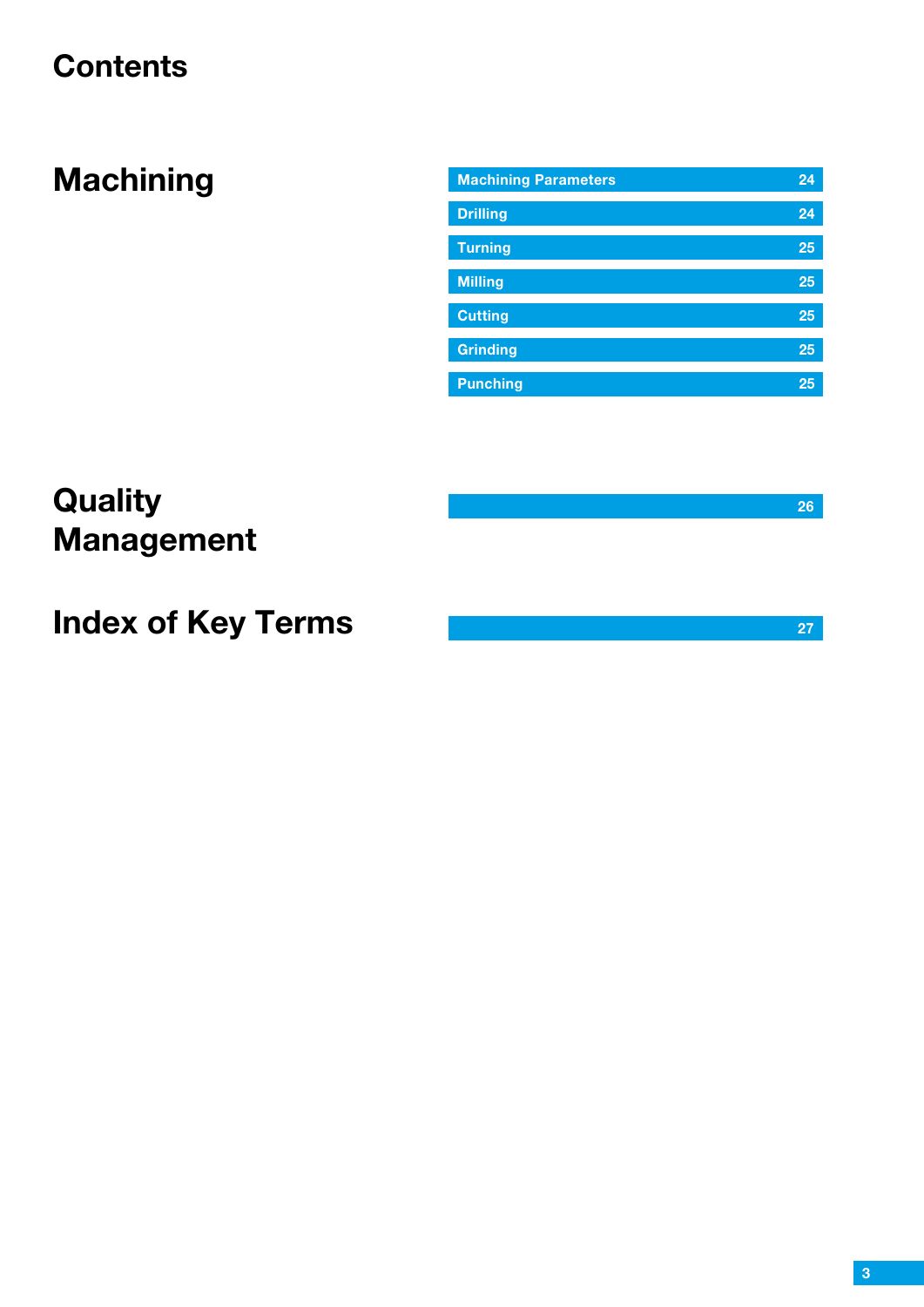# Contents

## Machining

| Section | Page |
|---|---|
| Machining Parameters | 24 |
| Drilling | 24 |
| Turning | 25 |
| Milling | 25 |
| Cutting | 25 |
| Grinding | 25 |
| Punching | 25 |

## Quality Management

26

## Index of Key Terms

27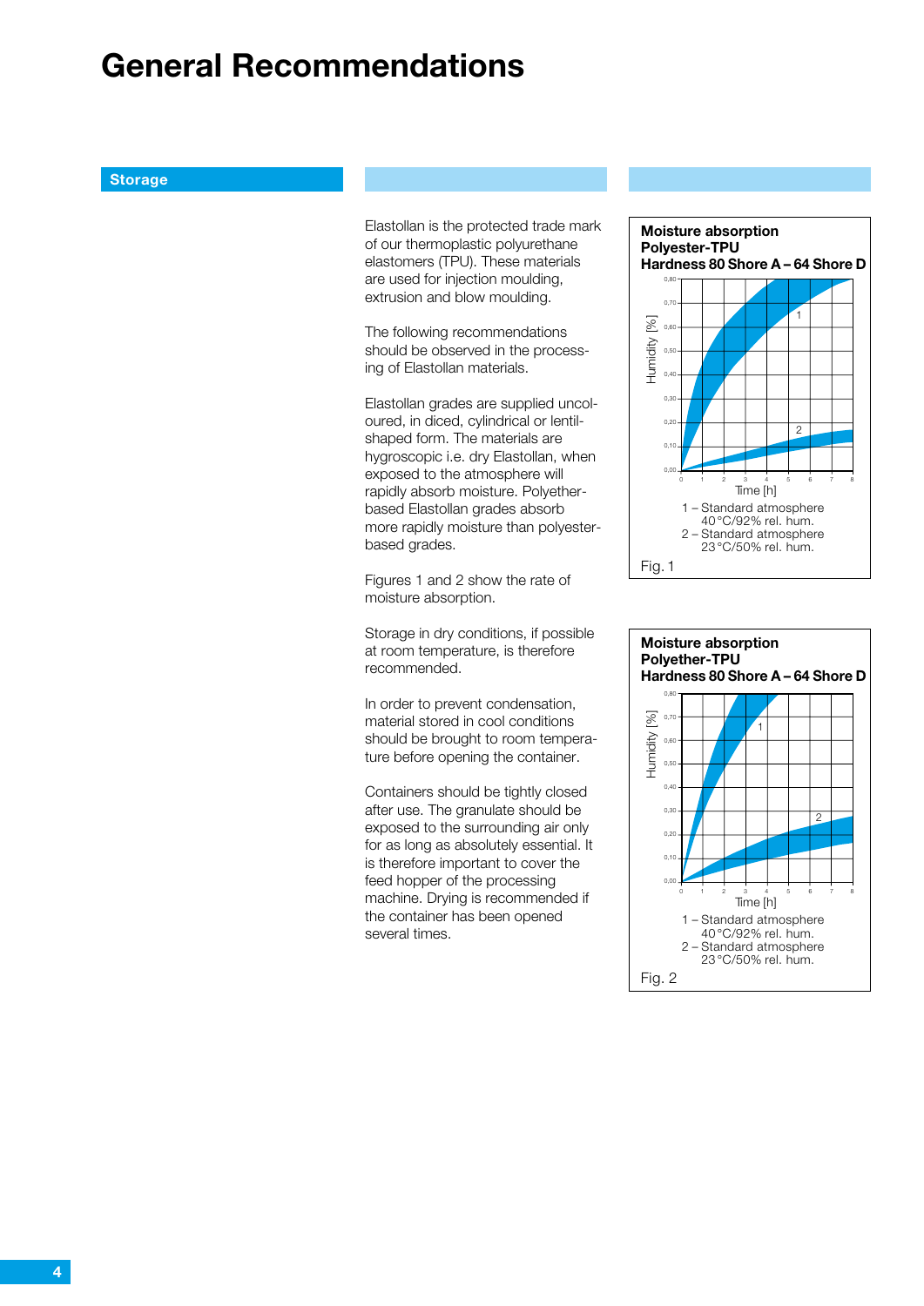# General Recommendations

## Storage

Elastollan is the protected trade mark of our thermoplastic polyurethane elastomers (TPU). These materials are used for injection moulding, extrusion and blow moulding.

The following recommendations should be observed in the processing of Elastollan materials.

Elastollan grades are supplied uncoloured, in diced, cylindrical or lentil-shaped form. The materials are hygroscopic i.e. dry Elastollan, when exposed to the atmosphere will rapidly absorb moisture. Polyether-based Elastollan grades absorb more rapidly moisture than polyester-based grades.

Figures 1 and 2 show the rate of moisture absorption.

Storage in dry conditions, if possible at room temperature, is therefore recommended.

In order to prevent condensation, material stored in cool conditions should be brought to room temperature before opening the container.

Containers should be tightly closed after use. The granulate should be exposed to the surrounding air only for as long as absolutely essential. It is therefore important to cover the feed hopper of the processing machine. Drying is recommended if the container has been opened several times.

**Moisture absorption**
**Polyester-TPU**
**Hardness 80 Shore A – 64 Shore D**

1 – Standard atmosphere 40 °C/92% rel. hum.
2 – Standard atmosphere 23 °C/50% rel. hum.

Fig. 1

**Moisture absorption**
**Polyether-TPU**
**Hardness 80 Shore A – 64 Shore D**

1 – Standard atmosphere 40 °C/92% rel. hum.
2 – Standard atmosphere 23 °C/50% rel. hum.

Fig. 2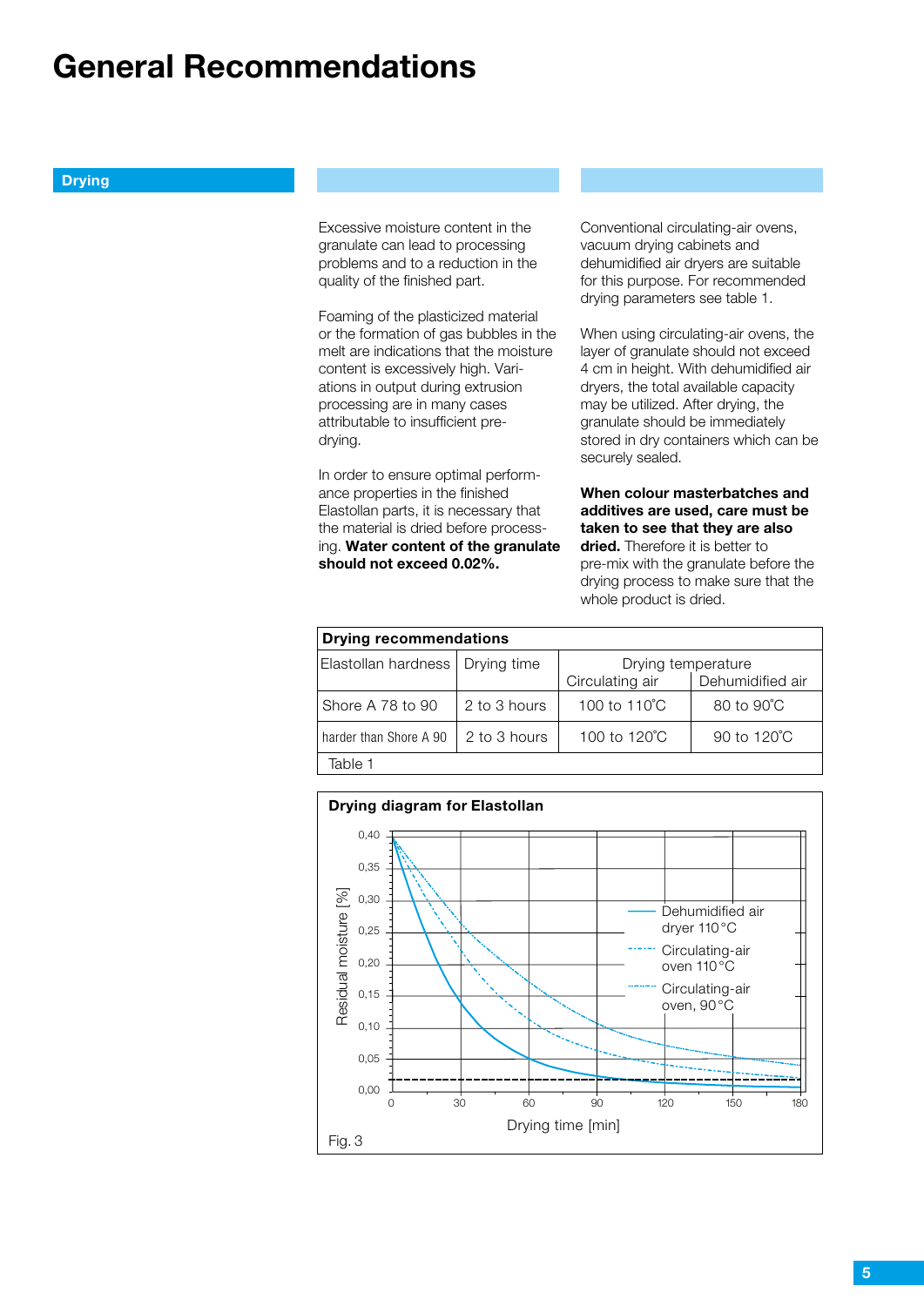# General Recommendations

## Drying

Excessive moisture content in the granulate can lead to processing problems and to a reduction in the quality of the finished part.

Foaming of the plasticized material or the formation of gas bubbles in the melt are indications that the moisture content is excessively high. Variations in output during extrusion processing are in many cases attributable to insufficient pre-drying.

In order to ensure optimal performance properties in the finished Elastollan parts, it is necessary that the material is dried before processing. **Water content of the granulate should not exceed 0.02%.**

Conventional circulating-air ovens, vacuum drying cabinets and dehumidified air dryers are suitable for this purpose. For recommended drying parameters see table 1.

When using circulating-air ovens, the layer of granulate should not exceed 4 cm in height. With dehumidified air dryers, the total available capacity may be utilized. After drying, the granulate should be immediately stored in dry containers which can be securely sealed.

**When colour masterbatches and additives are used, care must be taken to see that they are also dried.** Therefore it is better to pre-mix with the granulate before the drying process to make sure that the whole product is dried.

**Drying recommendations**

| Elastollan hardness | Drying time | Drying temperature | |
|---|---|---|---|
| | | Circulating air | Dehumidified air |
| Shore A 78 to 90 | 2 to 3 hours | 100 to 110˚C | 80 to 90˚C |
| harder than Shore A 90 | 2 to 3 hours | 100 to 120˚C | 90 to 120˚C |

Table 1

**Drying diagram for Elastollan**

Residual moisture [%] (0,00 – 0,40) vs. Drying time [min] (0 – 180)

- Dehumidified air dryer 110 °C
- Circulating-air oven 110 °C
- Circulating-air oven, 90 °C

Fig. 3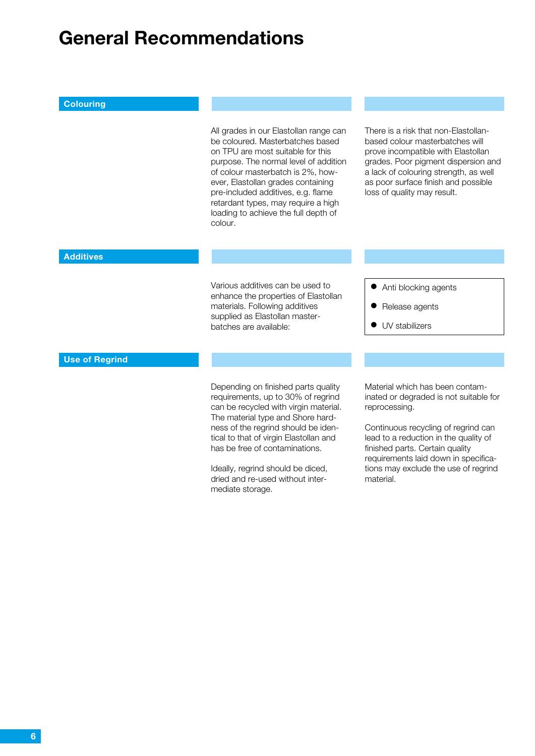# General Recommendations

## Colouring

All grades in our Elastollan range can be coloured. Masterbatches based on TPU are most suitable for this purpose. The normal level of addition of colour masterbatch is 2%, however, Elastollan grades containing pre-included additives, e.g. flame retardant types, may require a high loading to achieve the full depth of colour.

There is a risk that non-Elastollan-based colour masterbatches will prove incompatible with Elastollan grades. Poor pigment dispersion and a lack of colouring strength, as well as poor surface finish and possible loss of quality may result.

## Additives

Various additives can be used to enhance the properties of Elastollan materials. Following additives supplied as Elastollan masterbatches are available:

- Anti blocking agents
- Release agents
- UV stabilizers

## Use of Regrind

Depending on finished parts quality requirements, up to 30% of regrind can be recycled with virgin material. The material type and Shore hardness of the regrind should be identical to that of virgin Elastollan and has be free of contaminations.

Ideally, regrind should be diced, dried and re-used without intermediate storage.

Material which has been contaminated or degraded is not suitable for reprocessing.

Continuous recycling of regrind can lead to a reduction in the quality of finished parts. Certain quality requirements laid down in specifications may exclude the use of regrind material.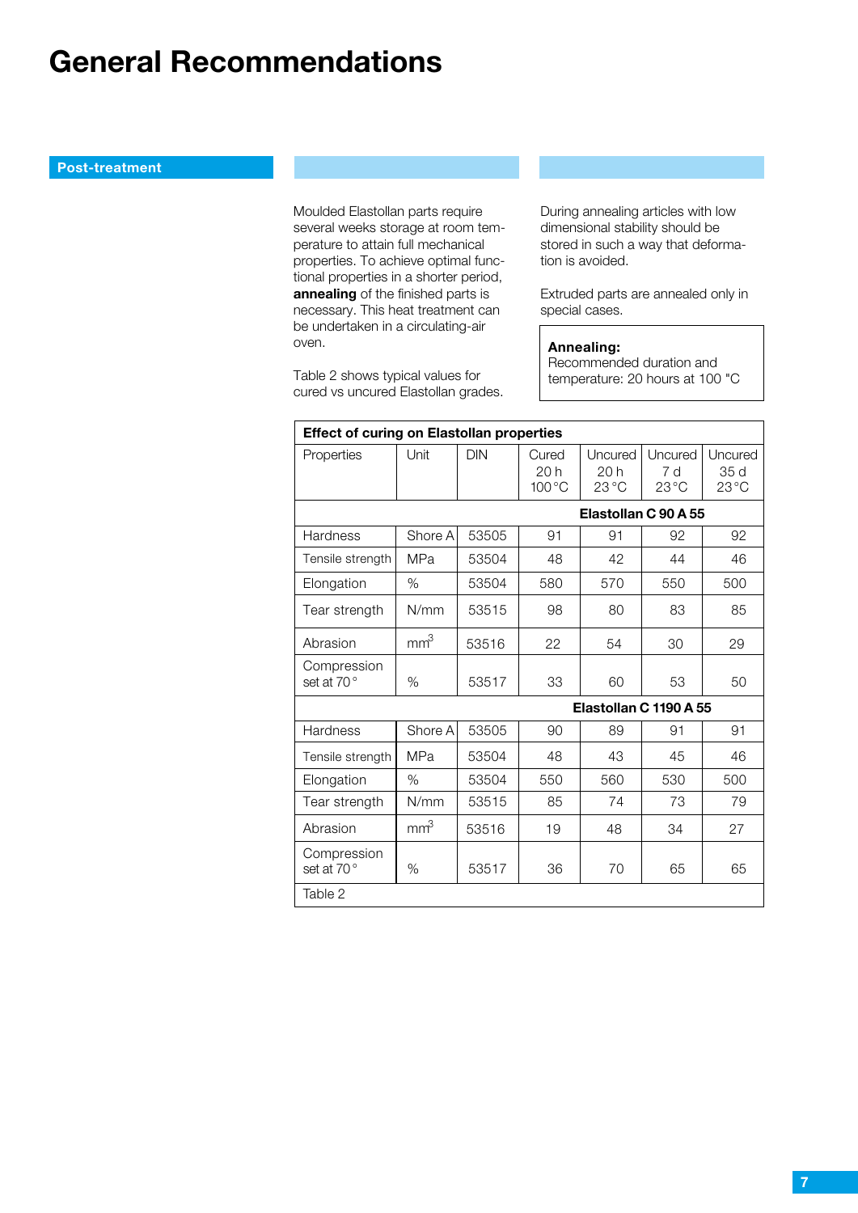# General Recommendations

## Post-treatment

Moulded Elastollan parts require several weeks storage at room temperature to attain full mechanical properties. To achieve optimal functional properties in a shorter period, **annealing** of the finished parts is necessary. This heat treatment can be undertaken in a circulating-air oven.

Table 2 shows typical values for cured vs uncured Elastollan grades.

During annealing articles with low dimensional stability should be stored in such a way that deformation is avoided.

Extruded parts are annealed only in special cases.

> **Annealing:**
> Recommended duration and temperature: 20 hours at 100 °C

| Effect of curing on Elastollan properties | | | | | | |
|---|---|---|---|---|---|---|
| Properties | Unit | DIN | Cured 20 h 100 °C | Uncured 20 h 23 °C | Uncured 7 d 23 °C | Uncured 35 d 23 °C |
| **Elastollan C 90 A 55** | | | | | | |
| Hardness | Shore A | 53505 | 91 | 91 | 92 | 92 |
| Tensile strength | MPa | 53504 | 48 | 42 | 44 | 46 |
| Elongation | % | 53504 | 580 | 570 | 550 | 500 |
| Tear strength | N/mm | 53515 | 98 | 80 | 83 | 85 |
| Abrasion | $mm^3$ | 53516 | 22 | 54 | 30 | 29 |
| Compression set at 70 ° | % | 53517 | 33 | 60 | 53 | 50 |
| **Elastollan C 1190 A 55** | | | | | | |
| Hardness | Shore A | 53505 | 90 | 89 | 91 | 91 |
| Tensile strength | MPa | 53504 | 48 | 43 | 45 | 46 |
| Elongation | % | 53504 | 550 | 560 | 530 | 500 |
| Tear strength | N/mm | 53515 | 85 | 74 | 73 | 79 |
| Abrasion | $mm^3$ | 53516 | 19 | 48 | 34 | 27 |
| Compression set at 70 ° | % | 53517 | 36 | 70 | 65 | 65 |

Table 2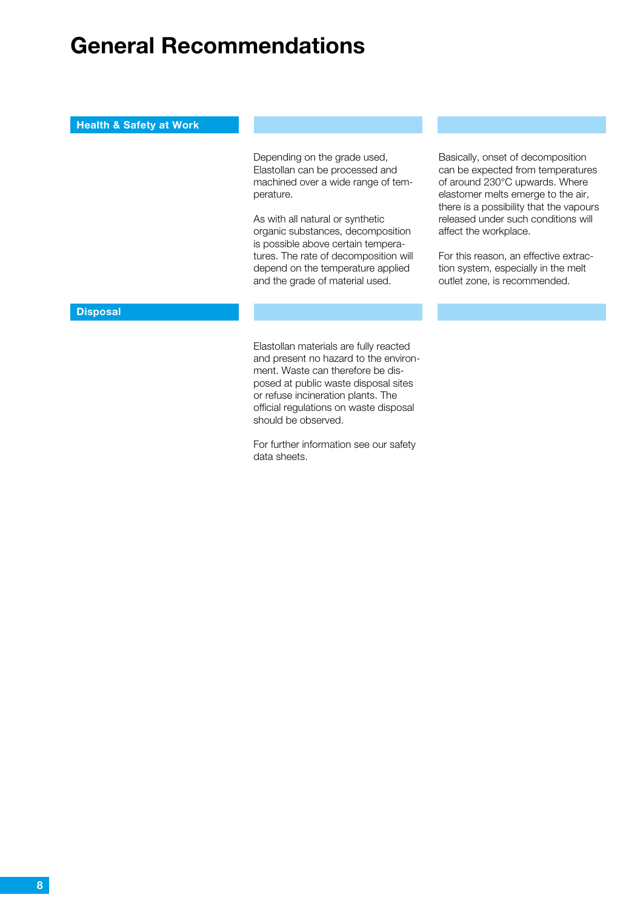# General Recommendations

## Health & Safety at Work

Depending on the grade used, Elastollan can be processed and machined over a wide range of temperature.

As with all natural or synthetic organic substances, decomposition is possible above certain temperatures. The rate of decomposition will depend on the temperature applied and the grade of material used.

Basically, onset of decomposition can be expected from temperatures of around 230°C upwards. Where elastomer melts emerge to the air, there is a possibility that the vapours released under such conditions will affect the workplace.

For this reason, an effective extraction system, especially in the melt outlet zone, is recommended.

## Disposal

Elastollan materials are fully reacted and present no hazard to the environment. Waste can therefore be disposed at public waste disposal sites or refuse incineration plants. The official regulations on waste disposal should be observed.

For further information see our safety data sheets.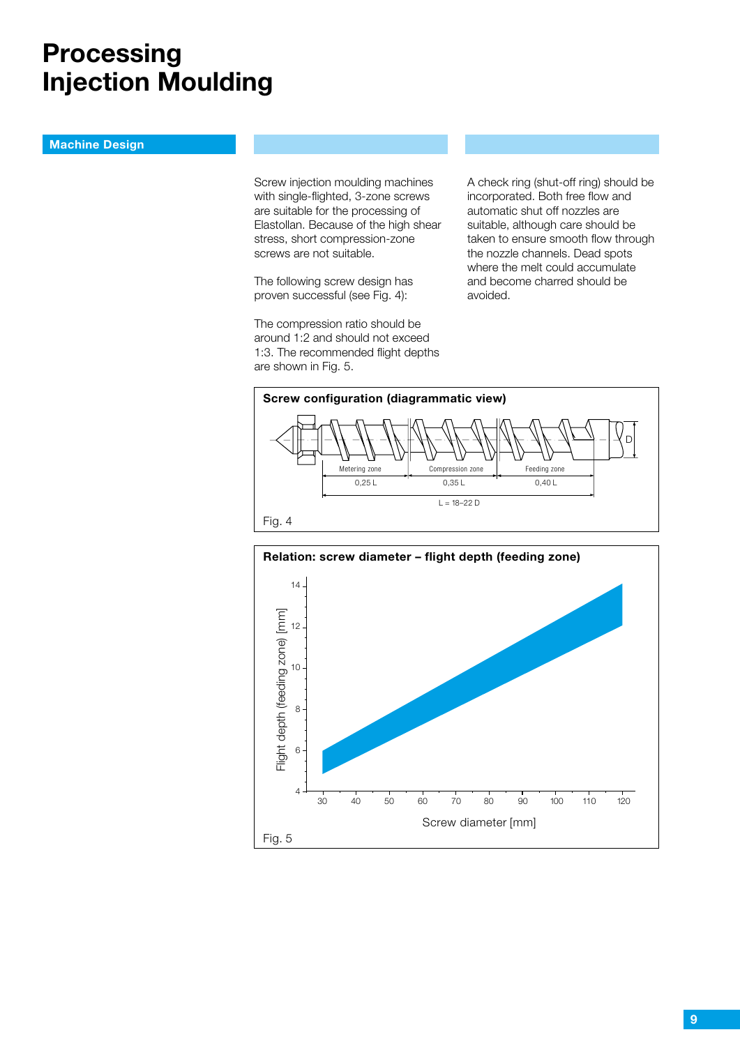# Processing
# Injection Moulding

## Machine Design

Screw injection moulding machines with single-flighted, 3-zone screws are suitable for the processing of Elastollan. Because of the high shear stress, short compression-zone screws are not suitable.

The following screw design has proven successful (see Fig. 4):

The compression ratio should be around 1:2 and should not exceed 1:3. The recommended flight depths are shown in Fig. 5.

A check ring (shut-off ring) should be incorporated. Both free flow and automatic shut off nozzles are suitable, although care should be taken to ensure smooth flow through the nozzle channels. Dead spots where the melt could accumulate and become charred should be avoided.

**Screw configuration (diagrammatic view)**

Metering zone 0,25 L | Compression zone 0,35 L | Feeding zone 0,40 L | D

L = 18–22 D

Fig. 4

**Relation: screw diameter – flight depth (feeding zone)**

Flight depth (feeding zone) [mm]: 4, 6, 8, 10, 12, 14

Screw diameter [mm]: 30, 40, 50, 60, 70, 80, 90, 100, 110, 120

Fig. 5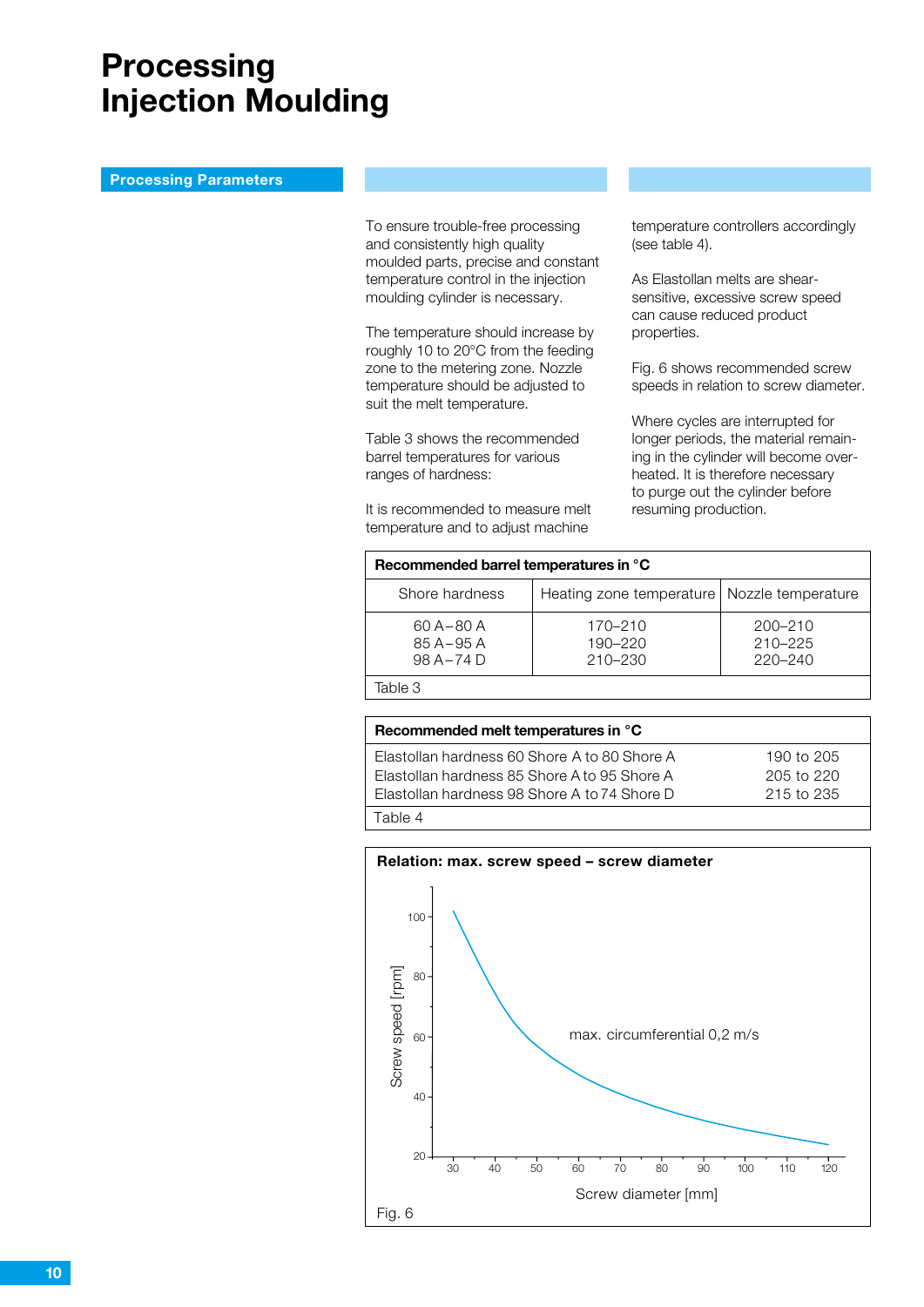# Processing
# Injection Moulding

## Processing Parameters

To ensure trouble-free processing and consistently high quality moulded parts, precise and constant temperature control in the injection moulding cylinder is necessary.

The temperature should increase by roughly 10 to 20°C from the feeding zone to the metering zone. Nozzle temperature should be adjusted to suit the melt temperature.

Table 3 shows the recommended barrel temperatures for various ranges of hardness:

It is recommended to measure melt temperature and to adjust machine temperature controllers accordingly (see table 4).

As Elastollan melts are shear-sensitive, excessive screw speed can cause reduced product properties.

Fig. 6 shows recommended screw speeds in relation to screw diameter.

Where cycles are interrupted for longer periods, the material remaining in the cylinder will become overheated. It is therefore necessary to purge out the cylinder before resuming production.

**Recommended barrel temperatures in °C**

| Shore hardness | Heating zone temperature | Nozzle temperature |
|---|---|---|
| 60 A – 80 A | 170–210 | 200–210 |
| 85 A – 95 A | 190–220 | 210–225 |
| 98 A – 74 D | 210–230 | 220–240 |

Table 3

**Recommended melt temperatures in °C**

| | |
|---|---|
| Elastollan hardness 60 Shore A to 80 Shore A | 190 to 205 |
| Elastollan hardness 85 Shore A to 95 Shore A | 205 to 220 |
| Elastollan hardness 98 Shore A to 74 Shore D | 215 to 235 |

Table 4

**Relation: max. screw speed – screw diameter**

Screw speed [rpm] vs. Screw diameter [mm] — max. circumferential 0,2 m/s

Fig. 6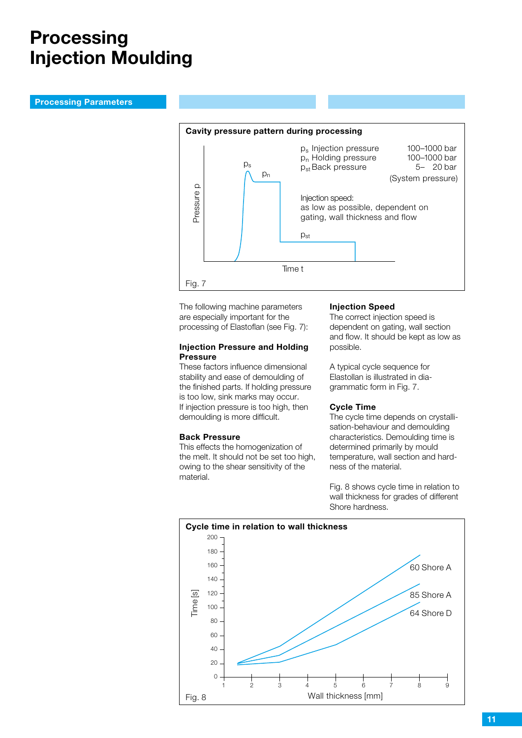# Processing
# Injection Moulding

## Processing Parameters

**Cavity pressure pattern during processing**

| | | |
|---|---|---|
| $p_s$ Injection pressure | 100–1000 bar | |
| $p_n$ Holding pressure | 100–1000 bar | |
| $p_{st}$ Back pressure | 5– 20 bar | (System pressure) |

Injection speed:
as low as possible, dependent on gating, wall thickness and flow

Fig. 7

The following machine parameters are especially important for the processing of Elastoflan (see Fig. 7):

### Injection Pressure and Holding Pressure

These factors influence dimensional stability and ease of demoulding of the finished parts. If holding pressure is too low, sink marks may occur. If injection pressure is too high, then demoulding is more difficult.

### Back Pressure

This effects the homogenization of the melt. It should not be set too high, owing to the shear sensitivity of the material.

### Injection Speed

The correct injection speed is dependent on gating, wall section and flow. It should be kept as low as possible.

A typical cycle sequence for Elastollan is illustrated in diagrammatic form in Fig. 7.

### Cycle Time

The cycle time depends on crystallisation-behaviour and demoulding characteristics. Demoulding time is determined primarily by mould temperature, wall section and hardness of the material.

Fig. 8 shows cycle time in relation to wall thickness for grades of different Shore hardness.

**Cycle time in relation to wall thickness**

Fig. 8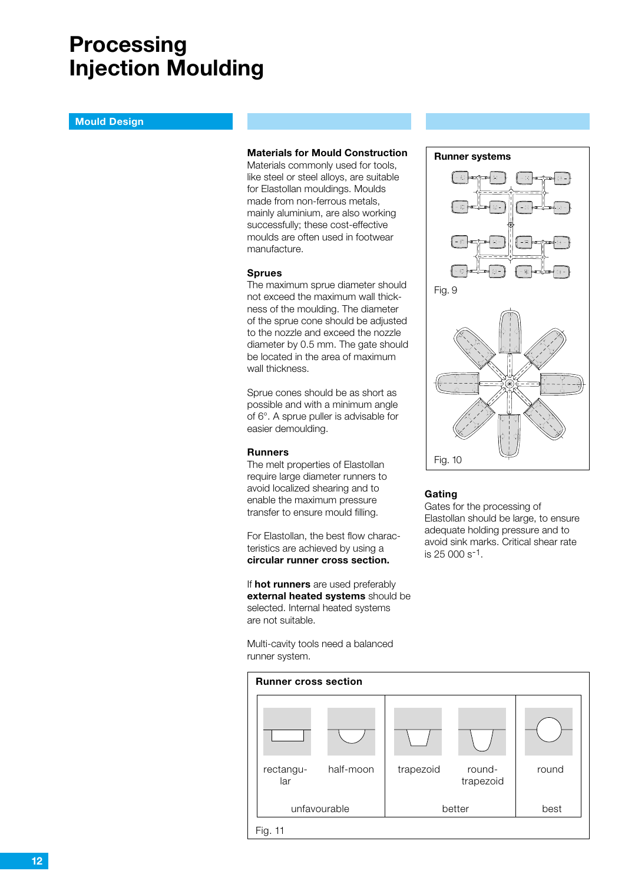# Processing
# Injection Moulding

## Mould Design

### Materials for Mould Construction

Materials commonly used for tools, like steel or steel alloys, are suitable for Elastollan mouldings. Moulds made from non-ferrous metals, mainly aluminium, are also working successfully; these cost-effective moulds are often used in footwear manufacture.

### Sprues

The maximum sprue diameter should not exceed the maximum wall thickness of the moulding. The diameter of the sprue cone should be adjusted to the nozzle and exceed the nozzle diameter by 0.5 mm. The gate should be located in the area of maximum wall thickness.

Sprue cones should be as short as possible and with a minimum angle of 6°. A sprue puller is advisable for easier demoulding.

### Runners

The melt properties of Elastollan require large diameter runners to avoid localized shearing and to enable the maximum pressure transfer to ensure mould filling.

For Elastollan, the best flow characteristics are achieved by using a **circular runner cross section.**

If **hot runners** are used preferably **external heated systems** should be selected. Internal heated systems are not suitable.

Multi-cavity tools need a balanced runner system.

**Runner systems**

Fig. 9

Fig. 10

### Gating

Gates for the processing of Elastollan should be large, to ensure adequate holding pressure and to avoid sink marks. Critical shear rate is 25 000 $s^{-1}$.

**Runner cross section**

| rectangular | half-moon | trapezoid | round-trapezoid | round |
|---|---|---|---|---|
| unfavourable | | better | | best |

Fig. 11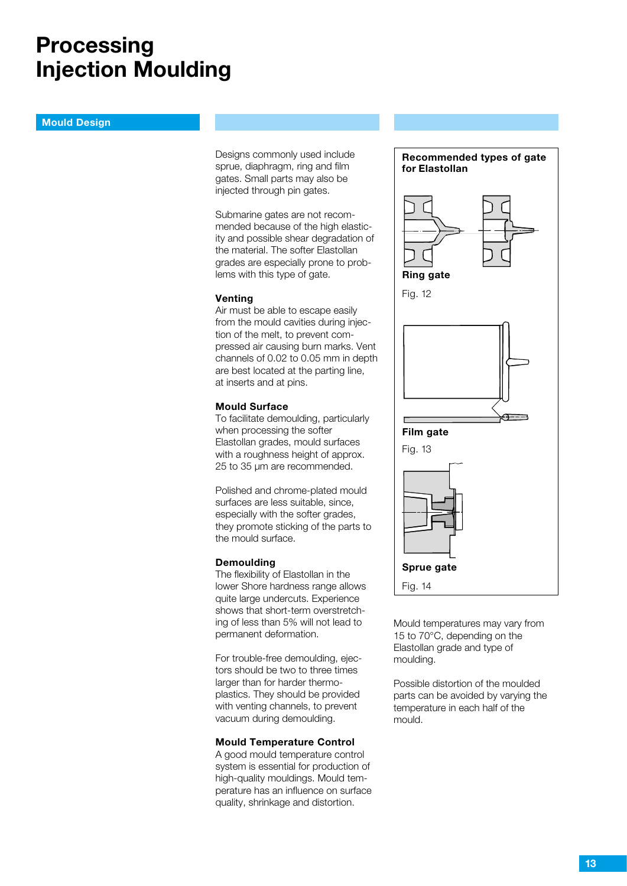# Processing
# Injection Moulding

## Mould Design

Designs commonly used include sprue, diaphragm, ring and film gates. Small parts may also be injected through pin gates.

Submarine gates are not recommended because of the high elasticity and possible shear degradation of the material. The softer Elastollan grades are especially prone to problems with this type of gate.

### Venting

Air must be able to escape easily from the mould cavities during injection of the melt, to prevent compressed air causing burn marks. Vent channels of 0.02 to 0.05 mm in depth are best located at the parting line, at inserts and at pins.

### Mould Surface

To facilitate demoulding, particularly when processing the softer Elastollan grades, mould surfaces with a roughness height of approx. 25 to 35 μm are recommended.

Polished and chrome-plated mould surfaces are less suitable, since, especially with the softer grades, they promote sticking of the parts to the mould surface.

### Demoulding

The flexibility of Elastollan in the lower Shore hardness range allows quite large undercuts. Experience shows that short-term overstretching of less than 5% will not lead to permanent deformation.

For trouble-free demoulding, ejectors should be two to three times larger than for harder thermoplastics. They should be provided with venting channels, to prevent vacuum during demoulding.

### Mould Temperature Control

A good mould temperature control system is essential for production of high-quality mouldings. Mould temperature has an influence on surface quality, shrinkage and distortion.

**Recommended types of gate for Elastollan**

**Ring gate**

Fig. 12

**Film gate**

Fig. 13

**Sprue gate**

Fig. 14

Mould temperatures may vary from 15 to 70°C, depending on the Elastollan grade and type of moulding.

Possible distortion of the moulded parts can be avoided by varying the temperature in each half of the mould.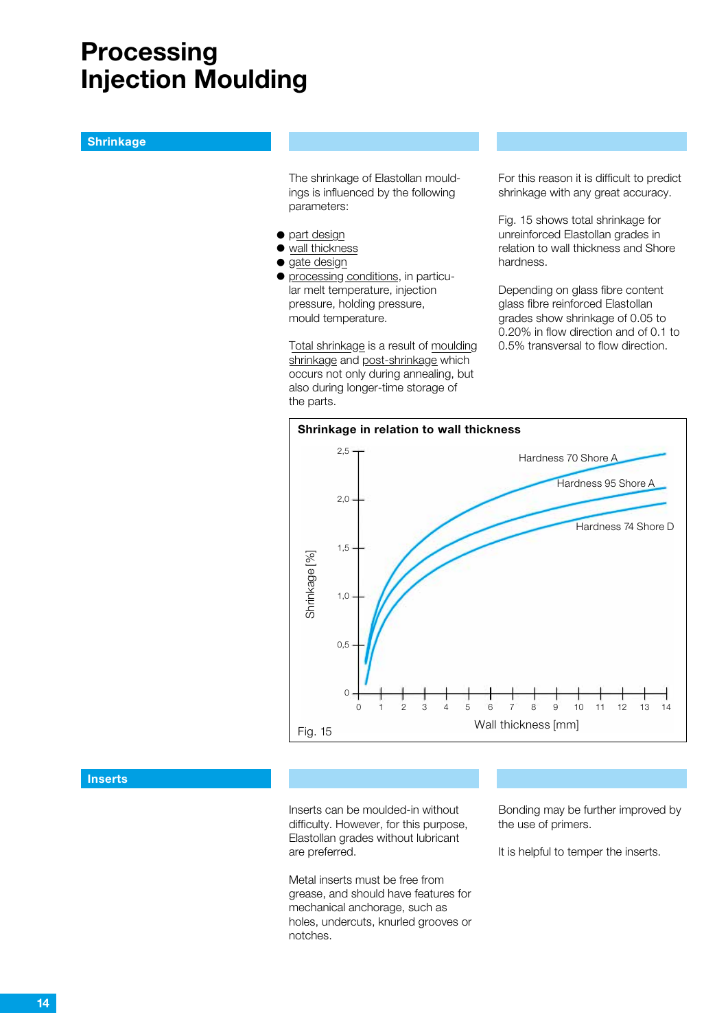# Processing
# Injection Moulding

## Shrinkage

The shrinkage of Elastollan mouldings is influenced by the following parameters:

- part design
- wall thickness
- gate design
- processing conditions, in particular melt temperature, injection pressure, holding pressure, mould temperature.

Total shrinkage is a result of moulding shrinkage and post-shrinkage which occurs not only during annealing, but also during longer-time storage of the parts.

For this reason it is difficult to predict shrinkage with any great accuracy.

Fig. 15 shows total shrinkage for unreinforced Elastollan grades in relation to wall thickness and Shore hardness.

Depending on glass fibre content glass fibre reinforced Elastollan grades show shrinkage of 0.05 to 0.20% in flow direction and of 0.1 to 0.5% transversal to flow direction.

**Shrinkage in relation to wall thickness**

Shrinkage [%]

Hardness 70 Shore A

Hardness 95 Shore A

Hardness 74 Shore D

Wall thickness [mm]

Fig. 15

## Inserts

Inserts can be moulded-in without difficulty. However, for this purpose, Elastollan grades without lubricant are preferred.

Metal inserts must be free from grease, and should have features for mechanical anchorage, such as holes, undercuts, knurled grooves or notches.

Bonding may be further improved by the use of primers.

It is helpful to temper the inserts.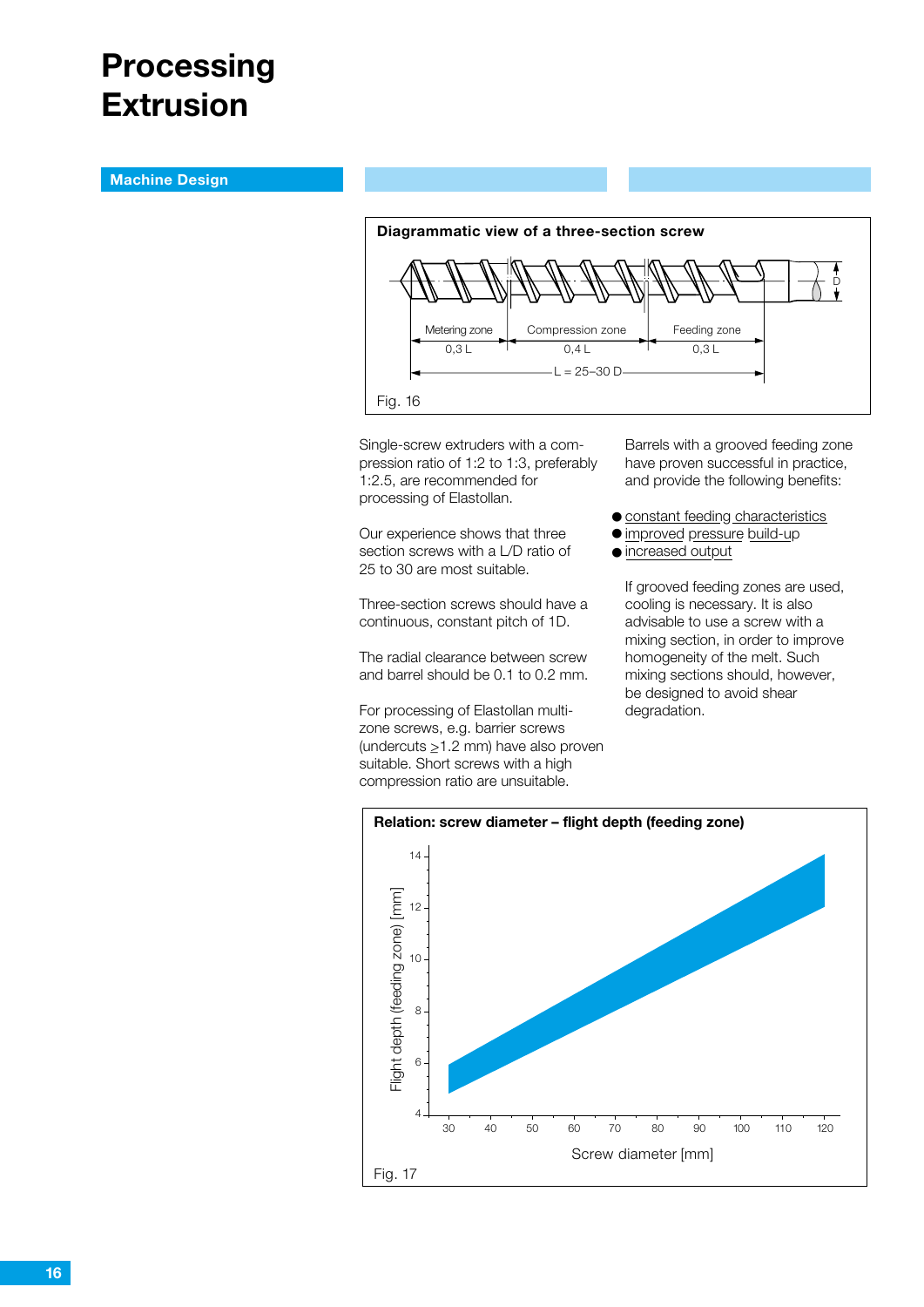# Processing Extrusion

## Machine Design

**Diagrammatic view of a three-section screw**

Metering zone 0,3 L | Compression zone 0,4 L | Feeding zone 0,3 L

L = 25–30 D

Fig. 16

Single-screw extruders with a compression ratio of 1:2 to 1:3, preferably 1:2.5, are recommended for processing of Elastollan.

Our experience shows that three section screws with a L/D ratio of 25 to 30 are most suitable.

Three-section screws should have a continuous, constant pitch of 1D.

The radial clearance between screw and barrel should be 0.1 to 0.2 mm.

For processing of Elastollan multi-zone screws, e.g. barrier screws (undercuts ≥1.2 mm) have also proven suitable. Short screws with a high compression ratio are unsuitable.

Barrels with a grooved feeding zone have proven successful in practice, and provide the following benefits:

- constant feeding characteristics
- improved pressure build-up
- increased output

If grooved feeding zones are used, cooling is necessary. It is also advisable to use a screw with a mixing section, in order to improve homogeneity of the melt. Such mixing sections should, however, be designed to avoid shear degradation.

**Relation: screw diameter – flight depth (feeding zone)**

Flight depth (feeding zone) [mm]

Screw diameter [mm]

Fig. 17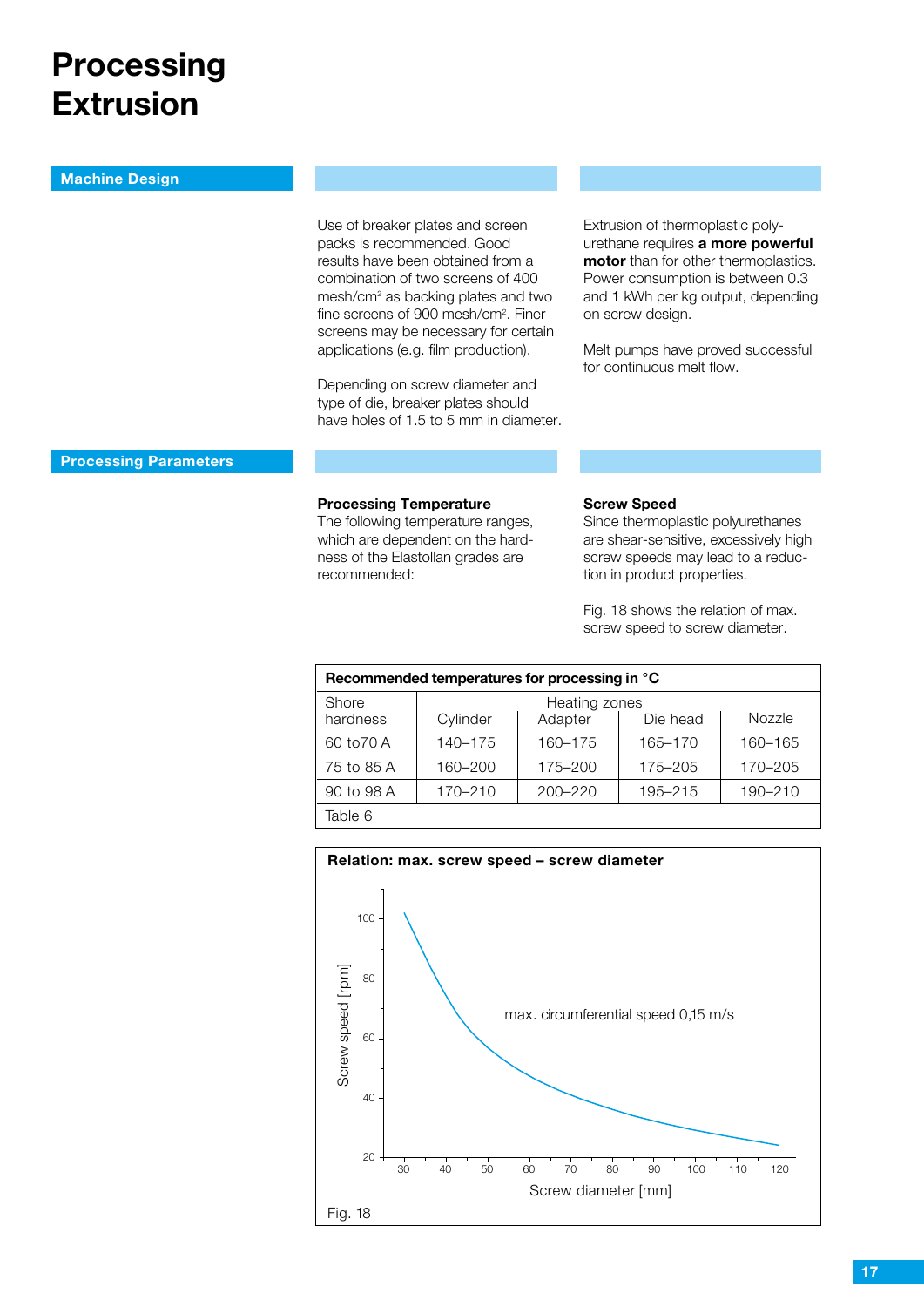# Processing Extrusion

## Machine Design

Use of breaker plates and screen packs is recommended. Good results have been obtained from a combination of two screens of 400 mesh/cm² as backing plates and two fine screens of 900 mesh/cm². Finer screens may be necessary for certain applications (e.g. film production).

Depending on screw diameter and type of die, breaker plates should have holes of 1.5 to 5 mm in diameter.

Extrusion of thermoplastic polyurethane requires **a more powerful motor** than for other thermoplastics. Power consumption is between 0.3 and 1 kWh per kg output, depending on screw design.

Melt pumps have proved successful for continuous melt flow.

## Processing Parameters

**Processing Temperature**
The following temperature ranges, which are dependent on the hardness of the Elastollan grades are recommended:

**Screw Speed**
Since thermoplastic polyurethanes are shear-sensitive, excessively high screw speeds may lead to a reduction in product properties.

Fig. 18 shows the relation of max. screw speed to screw diameter.

**Recommended temperatures for processing in °C**

| Shore hardness | Heating zones Cylinder | Adapter | Die head | Nozzle |
|---|---|---|---|---|
| 60 to70 A | 140–175 | 160–175 | 165–170 | 160–165 |
| 75 to 85 A | 160–200 | 175–200 | 175–205 | 170–205 |
| 90 to 98 A | 170–210 | 200–220 | 195–215 | 190–210 |

Table 6

**Relation: max. screw speed – screw diameter**

Screw speed [rpm] vs. Screw diameter [mm] — max. circumferential speed 0,15 m/s

Fig. 18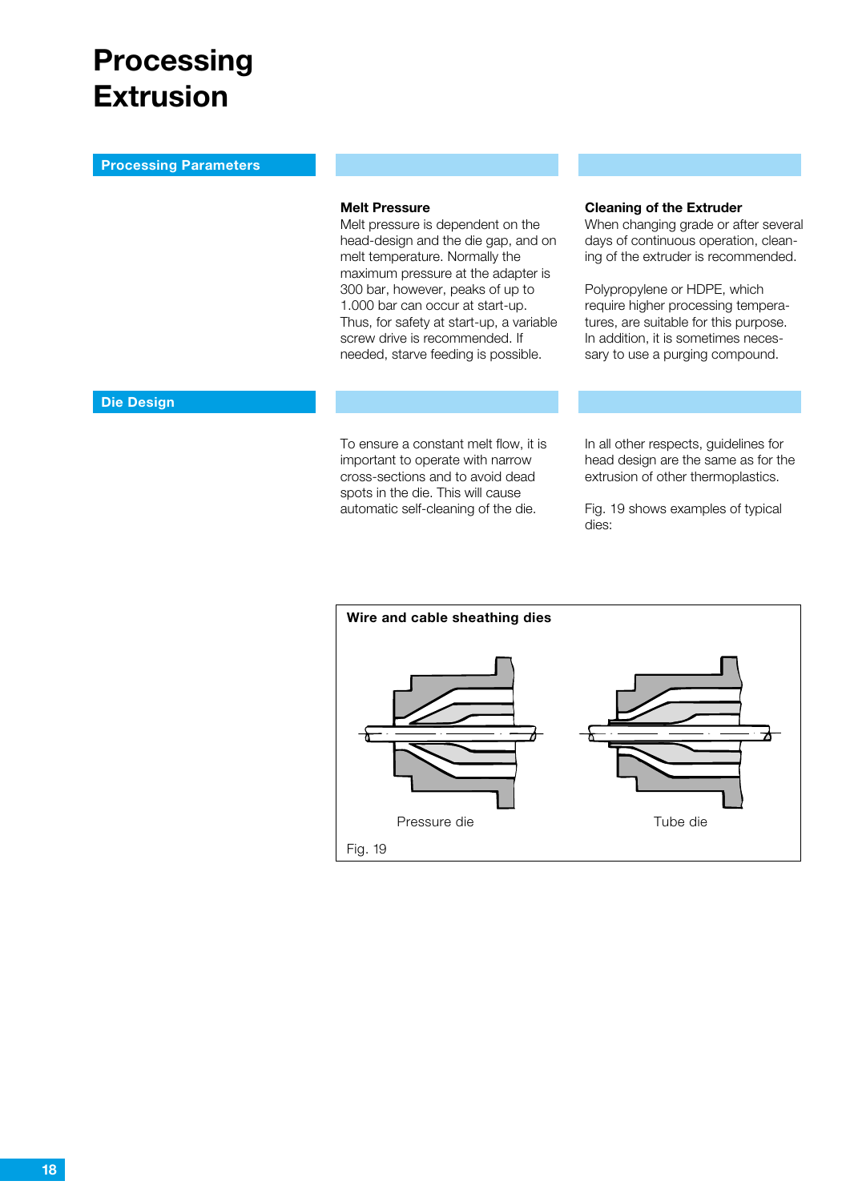# Processing Extrusion

## Processing Parameters

### Melt Pressure

Melt pressure is dependent on the head-design and the die gap, and on melt temperature. Normally the maximum pressure at the adapter is 300 bar, however, peaks of up to 1.000 bar can occur at start-up. Thus, for safety at start-up, a variable screw drive is recommended. If needed, starve feeding is possible.

### Cleaning of the Extruder

When changing grade or after several days of continuous operation, cleaning of the extruder is recommended.

Polypropylene or HDPE, which require higher processing temperatures, are suitable for this purpose. In addition, it is sometimes necessary to use a purging compound.

## Die Design

To ensure a constant melt flow, it is important to operate with narrow cross-sections and to avoid dead spots in the die. This will cause automatic self-cleaning of the die.

In all other respects, guidelines for head design are the same as for the extrusion of other thermoplastics.

Fig. 19 shows examples of typical dies:

**Wire and cable sheathing dies**

Pressure die

Tube die

Fig. 19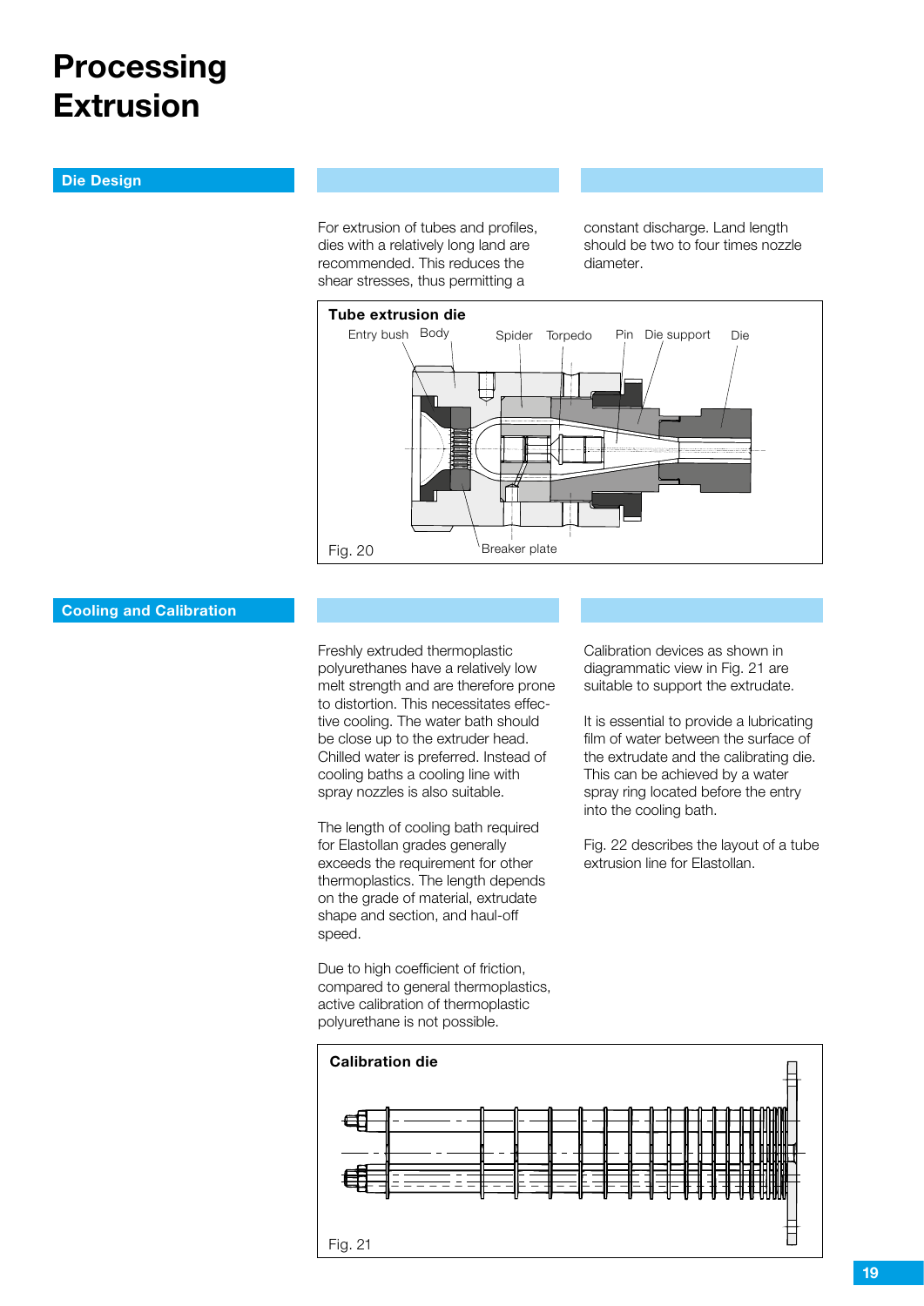# Processing Extrusion

## Die Design

For extrusion of tubes and profiles, dies with a relatively long land are recommended. This reduces the shear stresses, thus permitting a constant discharge. Land length should be two to four times nozzle diameter.

**Tube extrusion die**

Entry bush, Body, Spider, Torpedo, Pin, Die support, Die, Breaker plate

Fig. 20

## Cooling and Calibration

Freshly extruded thermoplastic polyurethanes have a relatively low melt strength and are therefore prone to distortion. This necessitates effective cooling. The water bath should be close up to the extruder head. Chilled water is preferred. Instead of cooling baths a cooling line with spray nozzles is also suitable.

The length of cooling bath required for Elastollan grades generally exceeds the requirement for other thermoplastics. The length depends on the grade of material, extrudate shape and section, and haul-off speed.

Due to high coefficient of friction, compared to general thermoplastics, active calibration of thermoplastic polyurethane is not possible.

Calibration devices as shown in diagrammatic view in Fig. 21 are suitable to support the extrudate.

It is essential to provide a lubricating film of water between the surface of the extrudate and the calibrating die. This can be achieved by a water spray ring located before the entry into the cooling bath.

Fig. 22 describes the layout of a tube extrusion line for Elastollan.

**Calibration die**

Fig. 21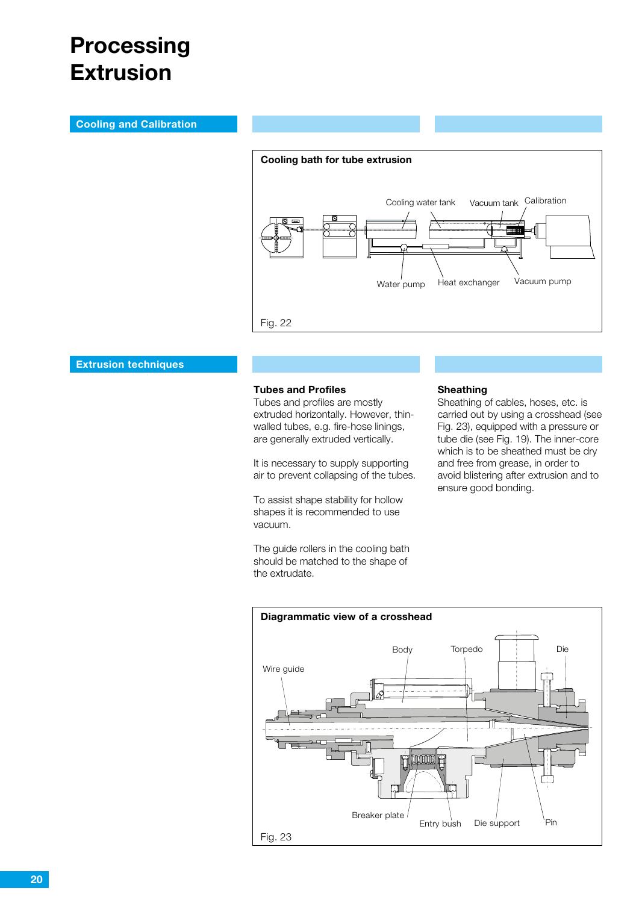# Processing Extrusion

## Cooling and Calibration

**Cooling bath for tube extrusion**

Cooling water tank, Vacuum tank, Calibration, Water pump, Heat exchanger, Vacuum pump

Fig. 22

## Extrusion techniques

**Tubes and Profiles**
Tubes and profiles are mostly extruded horizontally. However, thin-walled tubes, e.g. fire-hose linings, are generally extruded vertically.

It is necessary to supply supporting air to prevent collapsing of the tubes.

To assist shape stability for hollow shapes it is recommended to use vacuum.

The guide rollers in the cooling bath should be matched to the shape of the extrudate.

**Sheathing**
Sheathing of cables, hoses, etc. is carried out by using a crosshead (see Fig. 23), equipped with a pressure or tube die (see Fig. 19). The inner-core which is to be sheathed must be dry and free from grease, in order to avoid blistering after extrusion and to ensure good bonding.

**Diagrammatic view of a crosshead**

Body, Torpedo, Die, Wire guide, Breaker plate, Entry bush, Die support, Pin

Fig. 23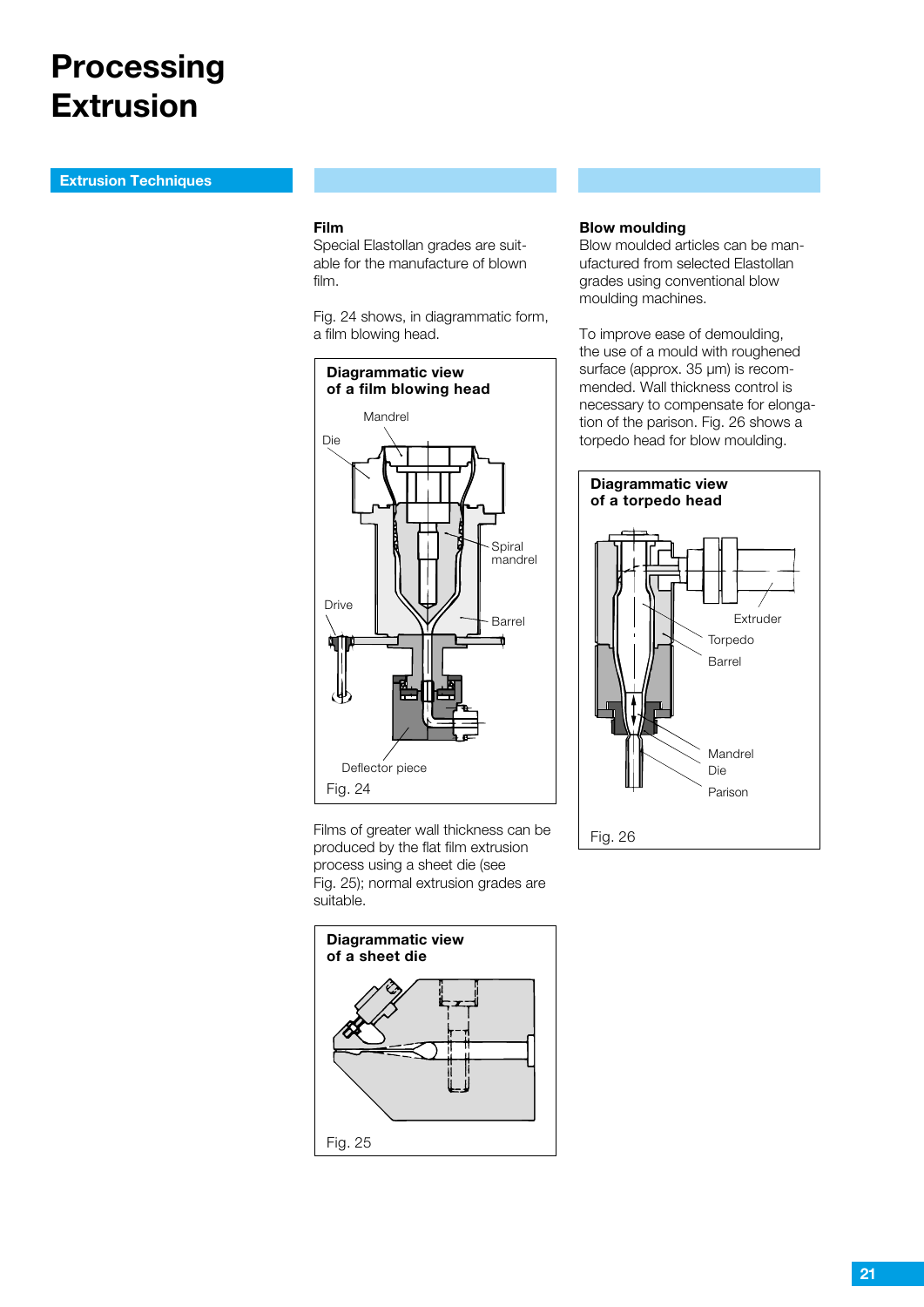# Processing Extrusion

## Extrusion Techniques

### Film

Special Elastollan grades are suitable for the manufacture of blown film.

Fig. 24 shows, in diagrammatic form, a film blowing head.

**Diagrammatic view of a film blowing head**

Mandrel
Die
Spiral mandrel
Drive
Barrel
Deflector piece

Fig. 24

Films of greater wall thickness can be produced by the flat film extrusion process using a sheet die (see Fig. 25); normal extrusion grades are suitable.

**Diagrammatic view of a sheet die**

Fig. 25

### Blow moulding

Blow moulded articles can be manufactured from selected Elastollan grades using conventional blow moulding machines.

To improve ease of demoulding, the use of a mould with roughened surface (approx. 35 µm) is recommended. Wall thickness control is necessary to compensate for elongation of the parison. Fig. 26 shows a torpedo head for blow moulding.

**Diagrammatic view of a torpedo head**

Extruder
Torpedo
Barrel
Mandrel
Die
Parison

Fig. 26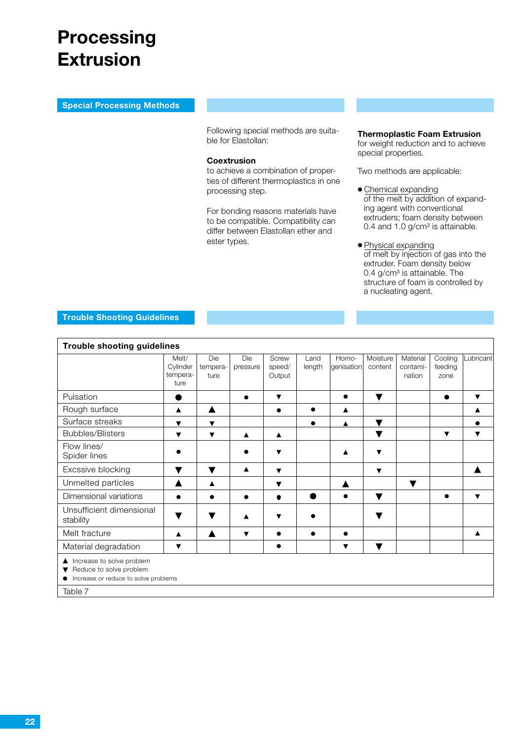# Processing Extrusion

## Special Processing Methods

Following special methods are suitable for Elastollan:

**Coextrusion**
to achieve a combination of properties of different thermoplastics in one processing step.

For bonding reasons materials have to be compatible. Compatibility can differ between Elastollan ether and ester types.

**Thermoplastic Foam Extrusion**
for weight reduction and to achieve special properties.

Two methods are applicable:

- Chemical expanding
  of the melt by addition of expanding agent with conventional extruders; foam density between 0.4 and 1.0 g/cm³ is attainable.
- Physical expanding
  of melt by injection of gas into the extruder. Foam density below 0.4 g/cm³ is attainable. The structure of foam is controlled by a nucleating agent.

## Trouble Shooting Guidelines

**Trouble shooting guidelines**

| | Melt/ Cylinder temperature | Die temperature | Die pressure | Screw speed/ Output | Land length | Homogenisation | Moisture content | Material contamination | Cooling feeding zone | Lubricant |
|---|---|---|---|---|---|---|---|---|---|---|
| Pulsation | ● | | ● | ▼ | | ● | ▼ | | ● | ▼ |
| Rough surface | ▲ | ▲ | | ● | ● | ▲ | | | | ▲ |
| Surface streaks | ▼ | ▼ | | | ● | ▲ | ▼ | | | ● |
| Bubbles/Blisters | ▼ | ▼ | ▲ | ▲ | | | ▼ | | ▼ | ▼ |
| Flow lines/ Spider lines | ● | | ● | ▼ | | ▲ | ▼ | | | |
| Excssive blocking | ▼ | ▼ | ▲ | ▼ | | | ▼ | | | ▲ |
| Unmelted particles | ▲ | ▲ | | ▼ | | ▲ | | ▼ | | |
| Dimensional variations | ● | ● | ● | ● | ● | ● | ▼ | | ● | ▼ |
| Unsufficient dimensional stability | ▼ | ▼ | ▲ | ▼ | ● | | ▼ | | | |
| Melt fracture | ▲ | ▲ | ▼ | ● | ● | ● | | | | ▲ |
| Material degradation | ▼ | | | ● | | ▼ | ▼ | | | |

▲ Increase to solve problem
▼ Reduce to solve problem
● Increase or reduce to solve problems

Table 7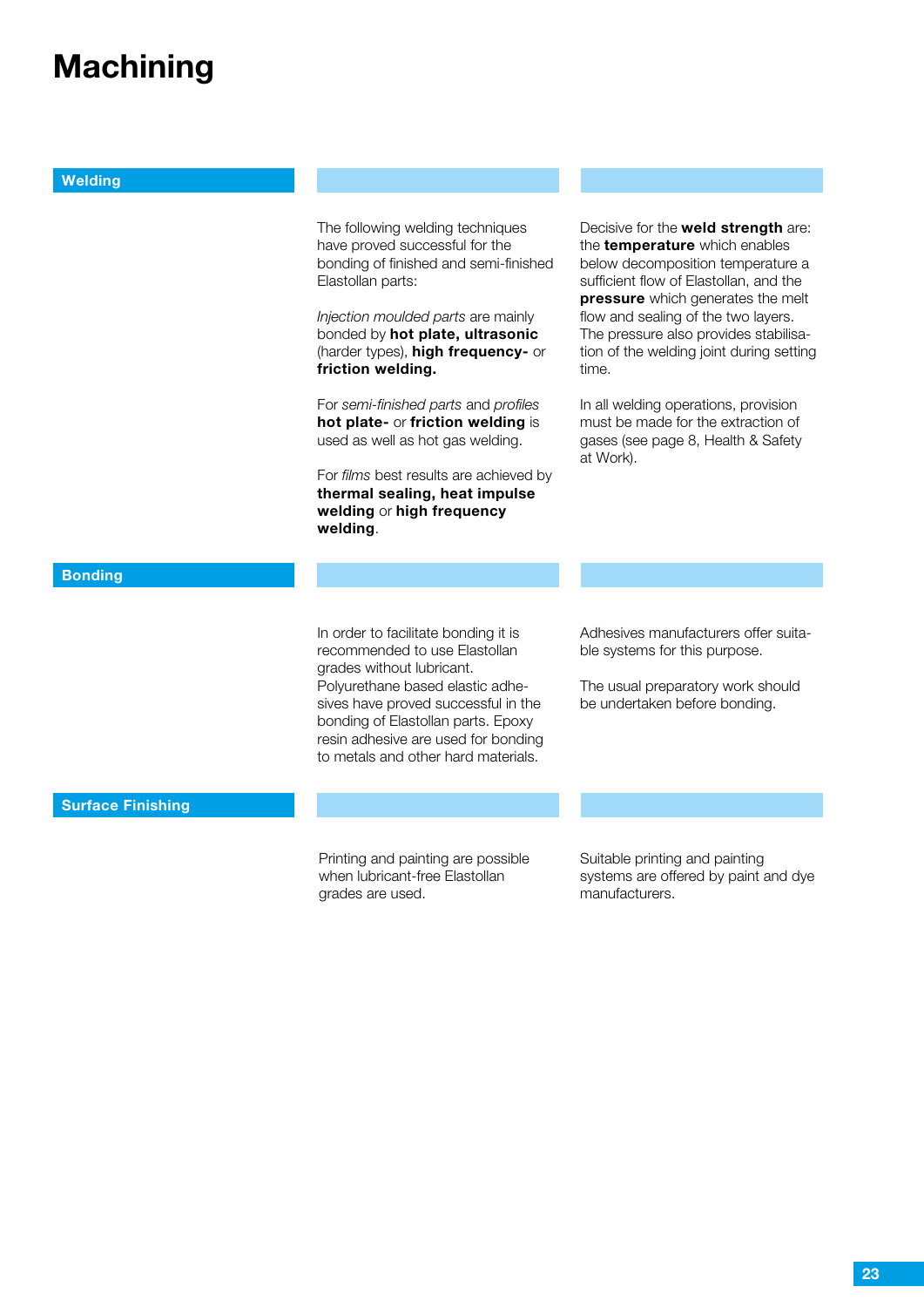# Machining

## Welding

The following welding techniques have proved successful for the bonding of finished and semi-finished Elastollan parts:

*Injection moulded parts* are mainly bonded by **hot plate, ultrasonic** (harder types), **high frequency-** or **friction welding.**

For *semi-finished parts* and *profiles* **hot plate-** or **friction welding** is used as well as hot gas welding.

For *films* best results are achieved by **thermal sealing, heat impulse welding** or **high frequency welding**.

Decisive for the **weld strength** are: the **temperature** which enables below decomposition temperature a sufficient flow of Elastollan, and the **pressure** which generates the melt flow and sealing of the two layers. The pressure also provides stabilisation of the welding joint during setting time.

In all welding operations, provision must be made for the extraction of gases (see page 8, Health & Safety at Work).

## Bonding

In order to facilitate bonding it is recommended to use Elastollan grades without lubricant. Polyurethane based elastic adhesives have proved successful in the bonding of Elastollan parts. Epoxy resin adhesive are used for bonding to metals and other hard materials.

Adhesives manufacturers offer suitable systems for this purpose.

The usual preparatory work should be undertaken before bonding.

## Surface Finishing

Printing and painting are possible when lubricant-free Elastollan grades are used.

Suitable printing and painting systems are offered by paint and dye manufacturers.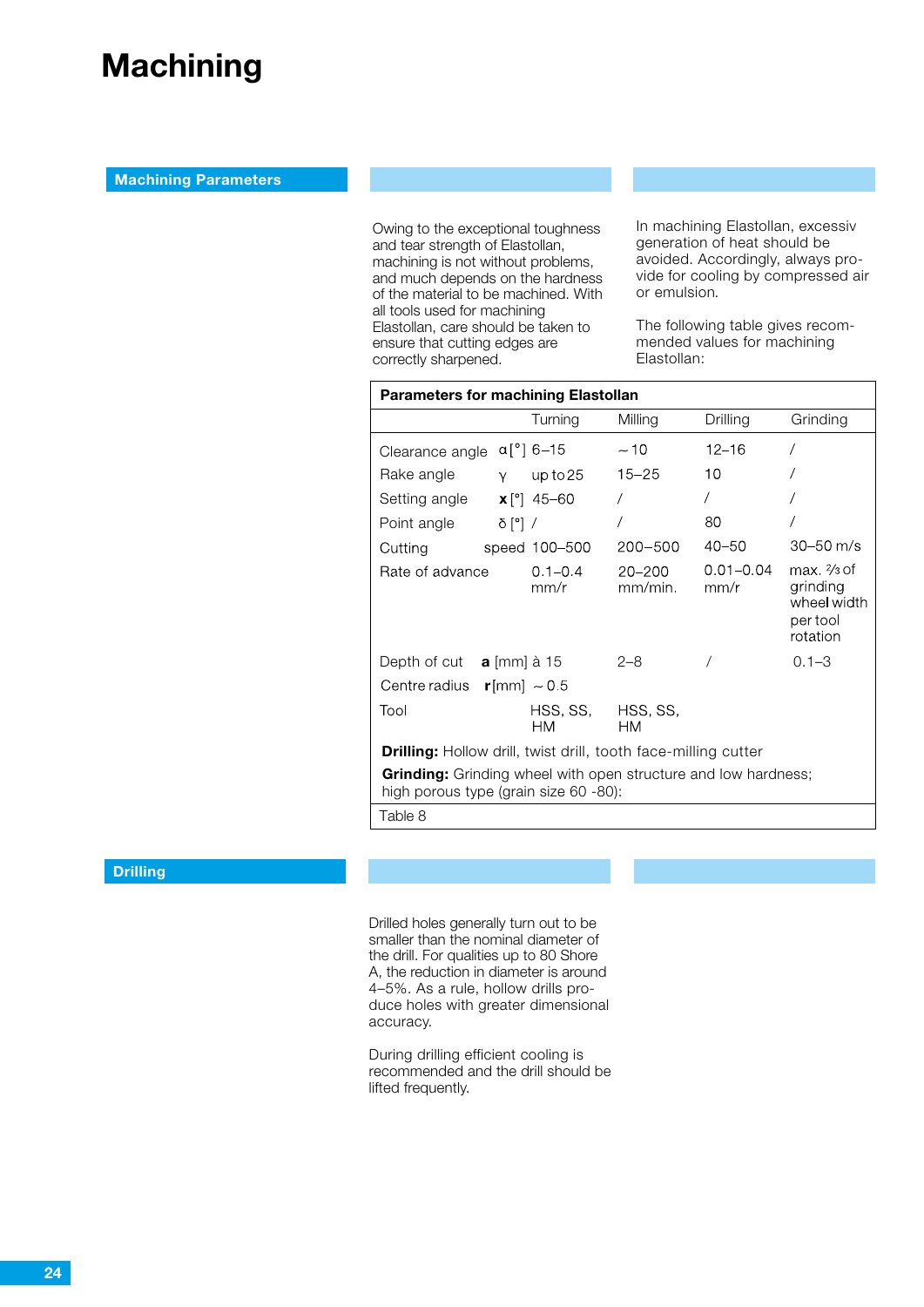# Machining

## Machining Parameters

Owing to the exceptional toughness and tear strength of Elastollan, machining is not without problems, and much depends on the hardness of the material to be machined. With all tools used for machining Elastollan, care should be taken to ensure that cutting edges are correctly sharpened.

In machining Elastollan, excessiv generation of heat should be avoided. Accordingly, always provide for cooling by compressed air or emulsion.

The following table gives recommended values for machining Elastollan:

**Parameters for machining Elastollan**

| | | Turning | Milling | Drilling | Grinding |
|---|---|---|---|---|---|
| Clearance angle | α [°] | 6–15 | ~ 10 | 12–16 | / |
| Rake angle | γ | up to 25 | 15–25 | 10 | / |
| Setting angle | **x** [°] | 45–60 | / | / | / |
| Point angle | δ [°] | / | / | 80 | / |
| Cutting | speed | 100–500 | 200–500 | 40–50 | 30–50 m/s |
| Rate of advance | | 0.1–0.4 mm/r | 20–200 mm/min. | 0.01–0.04 mm/r | max. ⅔ of grinding wheel width per tool rotation |
| Depth of cut | **a** [mm] | à 15 | 2–8 | / | 0.1–3 |
| Centre radius | **r** [mm] | ~ 0.5 | | | |
| Tool | | HSS, SS, HM | HSS, SS, HM | | |

**Drilling:** Hollow drill, twist drill, tooth face-milling cutter

**Grinding:** Grinding wheel with open structure and low hardness; high porous type (grain size 60 -80):

Table 8

## Drilling

Drilled holes generally turn out to be smaller than the nominal diameter of the drill. For qualities up to 80 Shore A, the reduction in diameter is around 4–5%. As a rule, hollow drills produce holes with greater dimensional accuracy.

During drilling efficient cooling is recommended and the drill should be lifted frequently.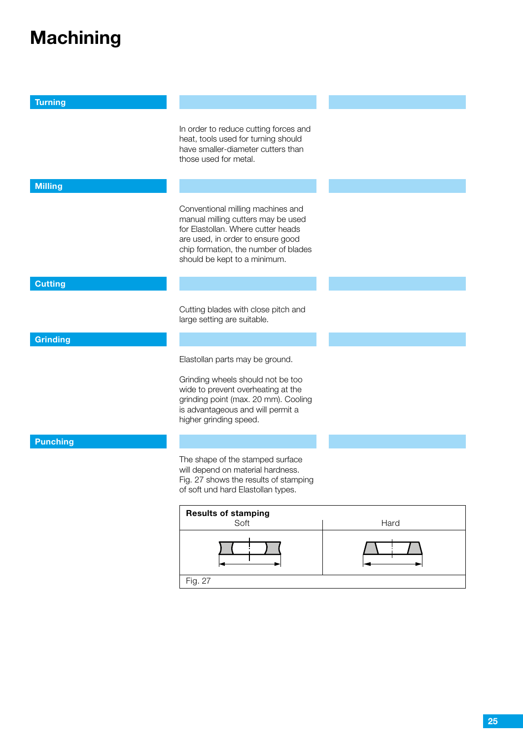# Machining

## Turning

In order to reduce cutting forces and heat, tools used for turning should have smaller-diameter cutters than those used for metal.

## Milling

Conventional milling machines and manual milling cutters may be used for Elastollan. Where cutter heads are used, in order to ensure good chip formation, the number of blades should be kept to a minimum.

## Cutting

Cutting blades with close pitch and large setting are suitable.

## Grinding

Elastollan parts may be ground.

Grinding wheels should not be too wide to prevent overheating at the grinding point (max. 20 mm). Cooling is advantageous and will permit a higher grinding speed.

## Punching

The shape of the stamped surface will depend on material hardness. Fig. 27 shows the results of stamping of soft und hard Elastollan types.

**Results of stamping**

| Soft | Hard |
|---|---|
| | |

Fig. 27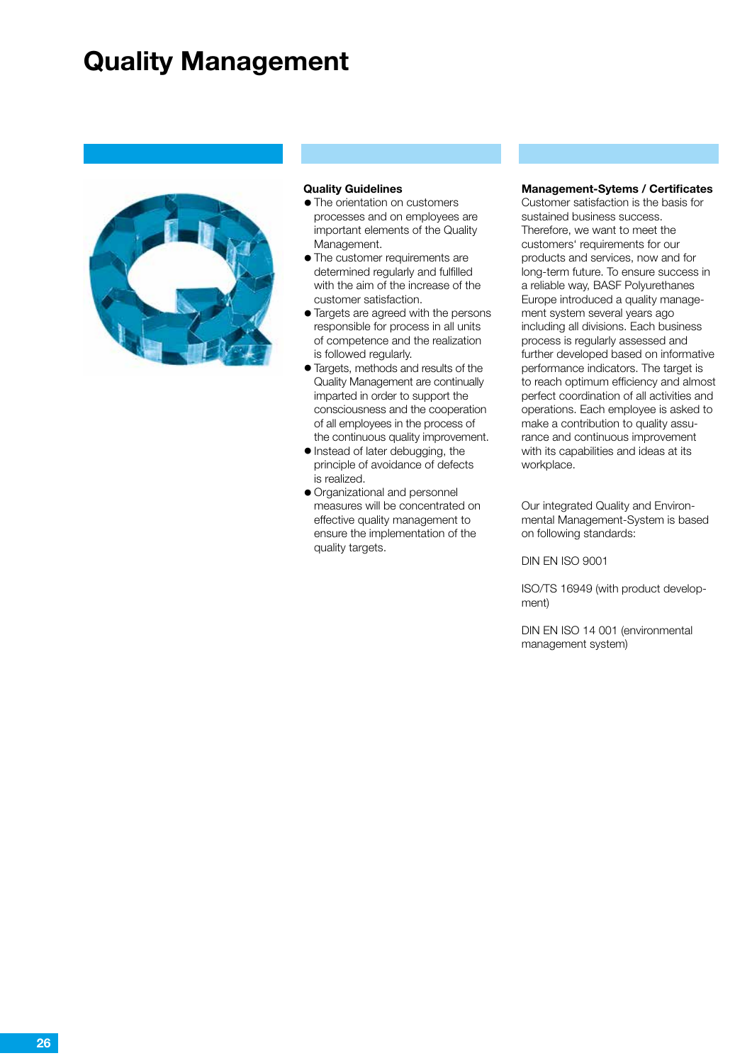# Quality Management

**Quality Guidelines**

- The orientation on customers processes and on employees are important elements of the Quality Management.
- The customer requirements are determined regularly and fulfilled with the aim of the increase of the customer satisfaction.
- Targets are agreed with the persons responsible for process in all units of competence and the realization is followed regularly.
- Targets, methods and results of the Quality Management are continually imparted in order to support the consciousness and the cooperation of all employees in the process of the continuous quality improvement.
- Instead of later debugging, the principle of avoidance of defects is realized.
- Organizational and personnel measures will be concentrated on effective quality management to ensure the implementation of the quality targets.

**Management-Sytems / Certificates**

Customer satisfaction is the basis for sustained business success. Therefore, we want to meet the customers' requirements for our products and services, now and for long-term future. To ensure success in a reliable way, BASF Polyurethanes Europe introduced a quality management system several years ago including all divisions. Each business process is regularly assessed and further developed based on informative performance indicators. The target is to reach optimum efficiency and almost perfect coordination of all activities and operations. Each employee is asked to make a contribution to quality assurance and continuous improvement with its capabilities and ideas at its workplace.

Our integrated Quality and Environmental Management-System is based on following standards:

DIN EN ISO 9001

ISO/TS 16949 (with product development)

DIN EN ISO 14 001 (environmental management system)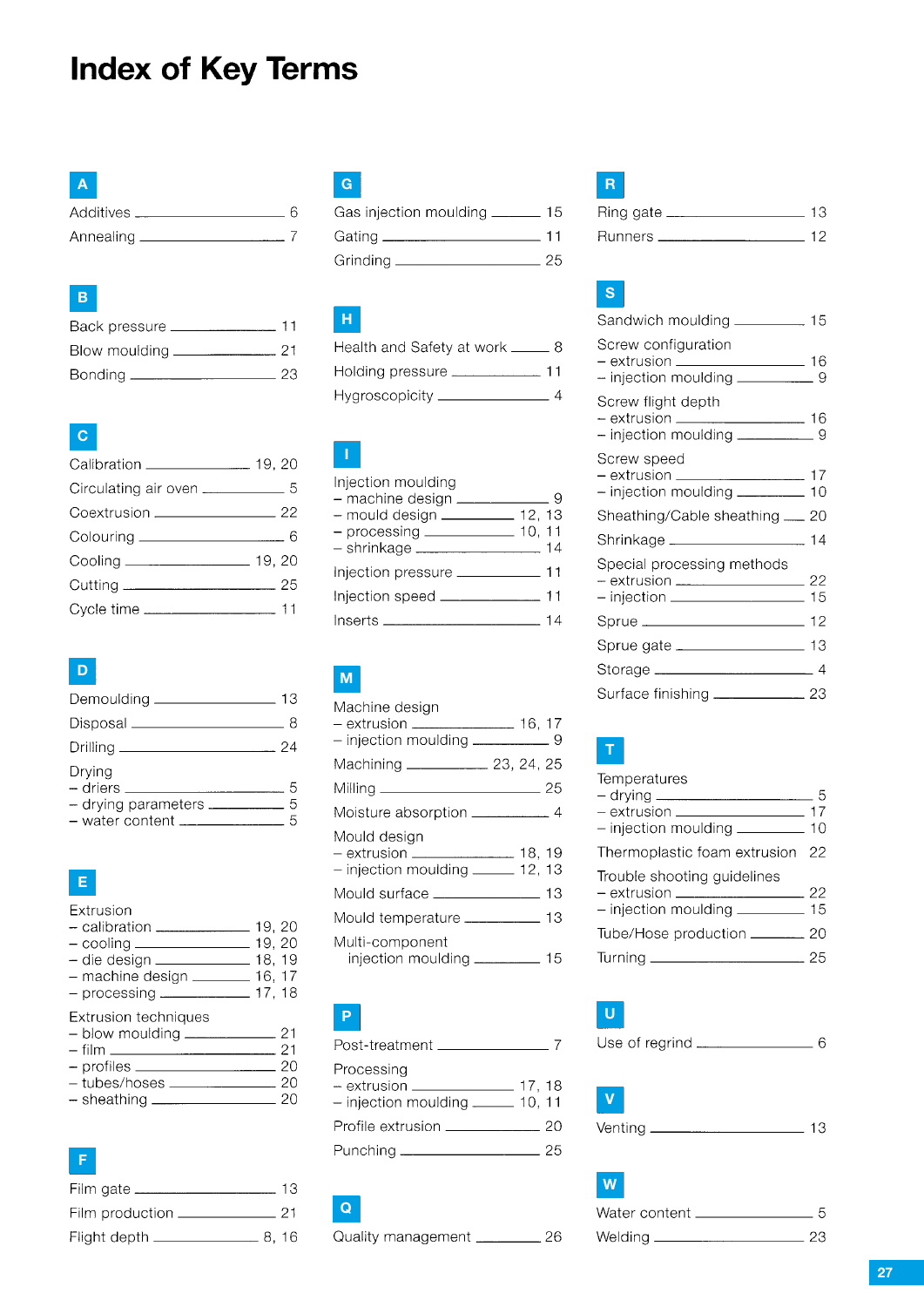# Index of Key Terms

## A

Additives — 6
Annealing — 7

## B

Back pressure — 11
Blow moulding — 21
Bonding — 23

## C

Calibration — 19, 20
Circulating air oven — 5
Coextrusion — 22
Colouring — 6
Cooling — 19, 20
Cutting — 25
Cycle time — 11

## D

Demoulding — 13
Disposal — 8
Drilling — 24
Drying
– driers — 5
– drying parameters — 5
– water content — 5

## E

Extrusion
– calibration — 19, 20
– cooling — 19, 20
– die design — 18, 19
– machine design — 16, 17
– processing — 17, 18

Extrusion techniques
– blow moulding — 21
– film — 21
– profiles — 20
– tubes/hoses — 20
– sheathing — 20

## F

Film gate — 13
Film production — 21
Flight depth — 8, 16

## G

Gas injection moulding — 15
Gating — 11
Grinding — 25

## H

Health and Safety at work — 8
Holding pressure — 11
Hygroscopicity — 4

## I

Injection moulding
– machine design — 9
– mould design — 12, 13
– processing — 10, 11
– shrinkage — 14

Injection pressure — 11
Injection speed — 11
Inserts — 14

## M

Machine design
– extrusion — 16, 17
– injection moulding — 9

Machining — 23, 24, 25
Milling — 25
Moisture absorption — 4

Mould design
– extrusion — 18, 19
– injection moulding — 12, 13

Mould surface — 13
Mould temperature — 13
Multi-component injection moulding — 15

## P

Post-treatment — 7

Processing
– extrusion — 17, 18
– injection moulding — 10, 11

Profile extrusion — 20
Punching — 25

## Q

Quality management — 26

## R

Ring gate — 13
Runners — 12

## S

Sandwich moulding — 15

Screw configuration
– extrusion — 16
– injection moulding — 9

Screw flight depth
– extrusion — 16
– injection moulding — 9

Screw speed
– extrusion — 17
– injection moulding — 10

Sheathing/Cable sheathing — 20
Shrinkage — 14

Special processing methods
– extrusion — 22
– injection — 15

Sprue — 12
Sprue gate — 13
Storage — 4
Surface finishing — 23

## T

Temperatures
– drying — 5
– extrusion — 17
– injection moulding — 10

Thermoplastic foam extrusion — 22

Trouble shooting guidelines
– extrusion — 22
– injection moulding — 15

Tube/Hose production — 20
Turning — 25

## U

Use of regrind — 6

## V

Venting — 13

## W

Water content — 5
Welding — 23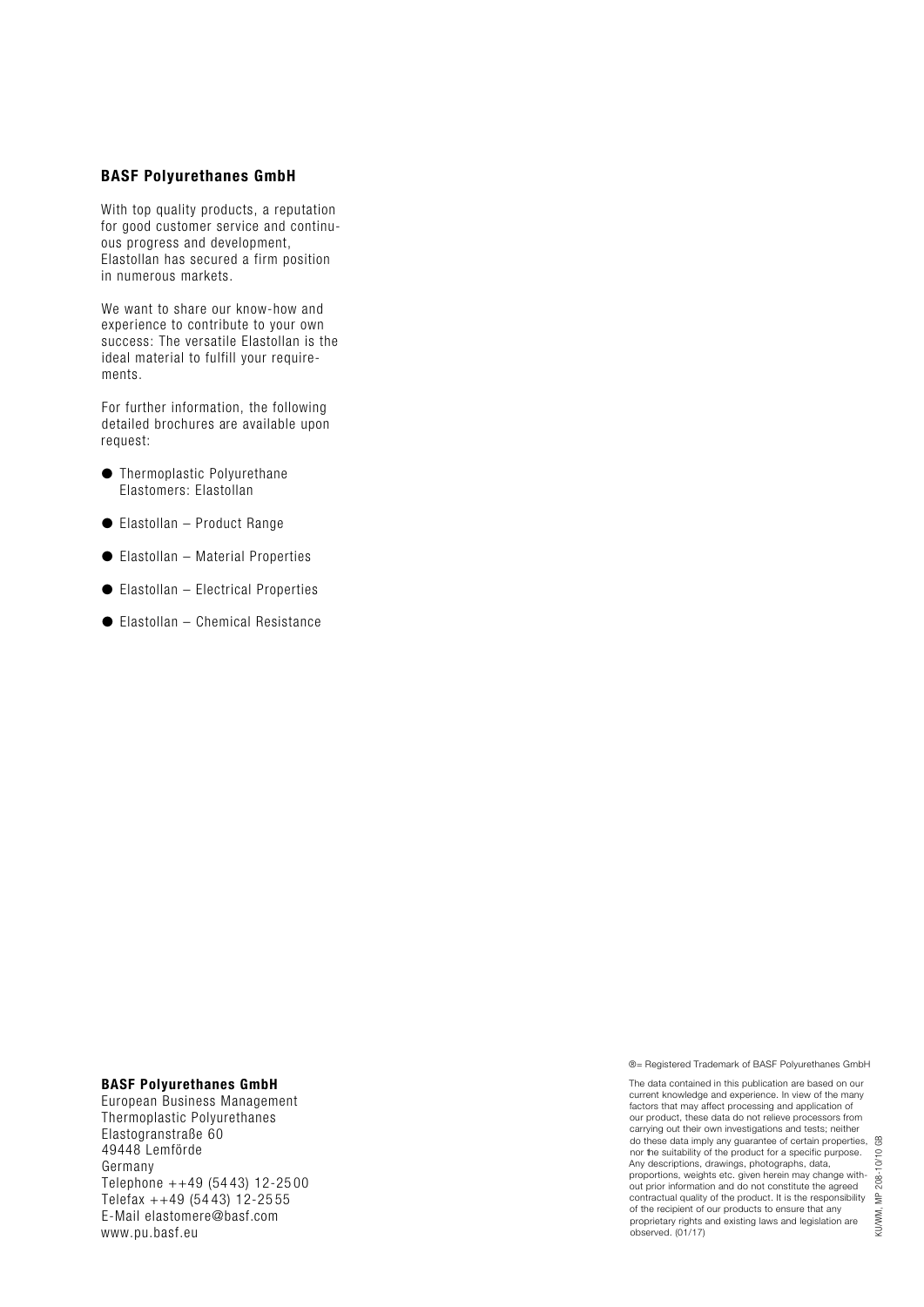## BASF Polyurethanes GmbH

With top quality products, a reputation for good customer service and continuous progress and development, Elastollan has secured a firm position in numerous markets.

We want to share our know-how and experience to contribute to your own success: The versatile Elastollan is the ideal material to fulfill your requirements.

For further information, the following detailed brochures are available upon request:

- Thermoplastic Polyurethane Elastomers: Elastollan
- Elastollan – Product Range
- Elastollan – Material Properties
- Elastollan – Electrical Properties
- Elastollan – Chemical Resistance

**BASF Polyurethanes GmbH**
European Business Management
Thermoplastic Polyurethanes
Elastogranstraße 60
49448 Lemförde
Germany
Telephone ++49 (5443) 12-2500
Telefax ++49 (5443) 12-2555
E-Mail elastomere@basf.com
www.pu.basf.eu

®= Registered Trademark of BASF Polyurethanes GmbH

The data contained in this publication are based on our current knowledge and experience. In view of the many factors that may affect processing and application of our product, these data do not relieve processors from carrying out their own investigations and tests; neither do these data imply any guarantee of certain properties, nor the suitability of the product for a specific purpose. Any descriptions, drawings, photographs, data, proportions, weights etc. given herein may change without prior information and do not constitute the agreed contractual quality of the product. It is the responsibility of the recipient of our products to ensure that any proprietary rights and existing laws and legislation are observed. (01/17)

KU/WM, MP 208-10/10 GB